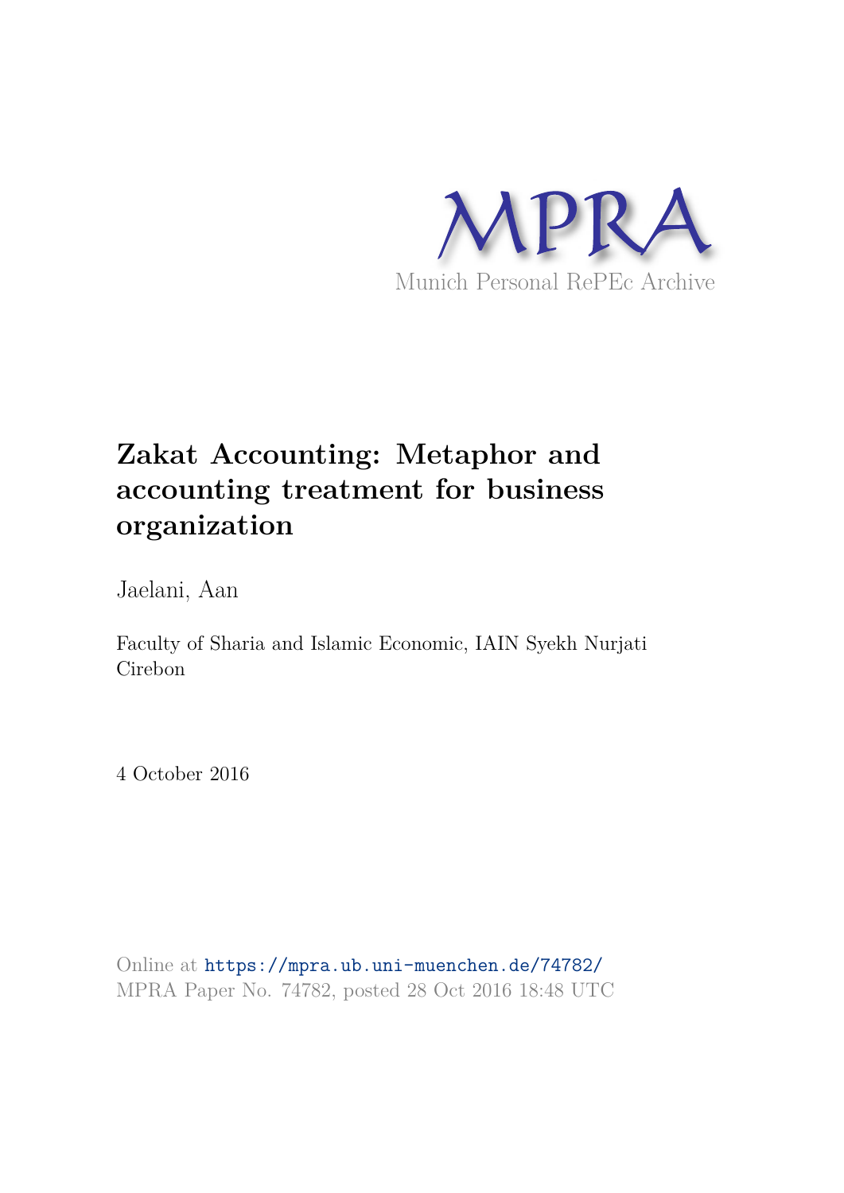MPRA

Munich Personal RePEc Archive

# Zakat Accounting: Metaphor and accounting treatment for business organization

Jaelani, Aan

Faculty of Sharia and Islamic Economic, IAIN Syekh Nurjati Cirebon

4 October 2016

Online at https://mpra.ub.uni-muenchen.de/74782/
MPRA Paper No. 74782, posted 28 Oct 2016 18:48 UTC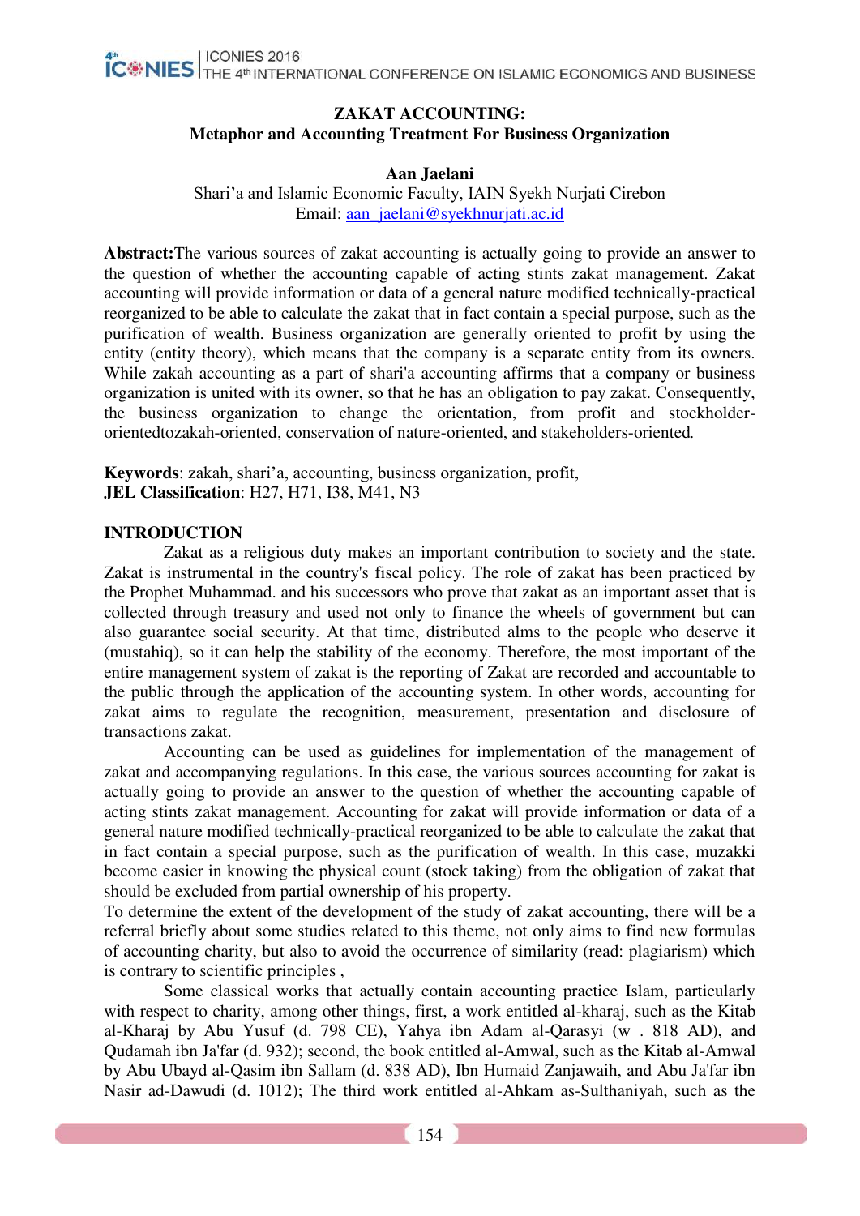# ZAKAT ACCOUNTING:
## Metaphor and Accounting Treatment For Business Organization

**Aan Jaelani**

Shari'a and Islamic Economic Faculty, IAIN Syekh Nurjati Cirebon
Email: aan_jaelani@syekhnurjati.ac.id

**Abstract:** The various sources of zakat accounting is actually going to provide an answer to the question of whether the accounting capable of acting stints zakat management. Zakat accounting will provide information or data of a general nature modified technically-practical reorganized to be able to calculate the zakat that in fact contain a special purpose, such as the purification of wealth. Business organization are generally oriented to profit by using the entity (entity theory), which means that the company is a separate entity from its owners. While zakah accounting as a part of shari'a accounting affirms that a company or business organization is united with its owner, so that he has an obligation to pay zakat. Consequently, the business organization to change the orientation, from profit and stockholder-orientedtozakah-oriented, conservation of nature-oriented, and stakeholders-oriented.

**Keywords**: zakah, shari'a, accounting, business organization, profit,
**JEL Classification**: H27, H71, I38, M41, N3

## INTRODUCTION

Zakat as a religious duty makes an important contribution to society and the state. Zakat is instrumental in the country's fiscal policy. The role of zakat has been practiced by the Prophet Muhammad. and his successors who prove that zakat as an important asset that is collected through treasury and used not only to finance the wheels of government but can also guarantee social security. At that time, distributed alms to the people who deserve it (mustahiq), so it can help the stability of the economy. Therefore, the most important of the entire management system of zakat is the reporting of Zakat are recorded and accountable to the public through the application of the accounting system. In other words, accounting for zakat aims to regulate the recognition, measurement, presentation and disclosure of transactions zakat.

Accounting can be used as guidelines for implementation of the management of zakat and accompanying regulations. In this case, the various sources accounting for zakat is actually going to provide an answer to the question of whether the accounting capable of acting stints zakat management. Accounting for zakat will provide information or data of a general nature modified technically-practical reorganized to be able to calculate the zakat that in fact contain a special purpose, such as the purification of wealth. In this case, muzakki become easier in knowing the physical count (stock taking) from the obligation of zakat that should be excluded from partial ownership of his property.

To determine the extent of the development of the study of zakat accounting, there will be a referral briefly about some studies related to this theme, not only aims to find new formulas of accounting charity, but also to avoid the occurrence of similarity (read: plagiarism) which is contrary to scientific principles ,

Some classical works that actually contain accounting practice Islam, particularly with respect to charity, among other things, first, a work entitled al-kharaj, such as the Kitab al-Kharaj by Abu Yusuf (d. 798 CE), Yahya ibn Adam al-Qarasyi (w . 818 AD), and Qudamah ibn Ja'far (d. 932); second, the book entitled al-Amwal, such as the Kitab al-Amwal by Abu Ubayd al-Qasim ibn Sallam (d. 838 AD), Ibn Humaid Zanjawaih, and Abu Ja'far ibn Nasir ad-Dawudi (d. 1012); The third work entitled al-Ahkam as-Sulthaniyah, such as the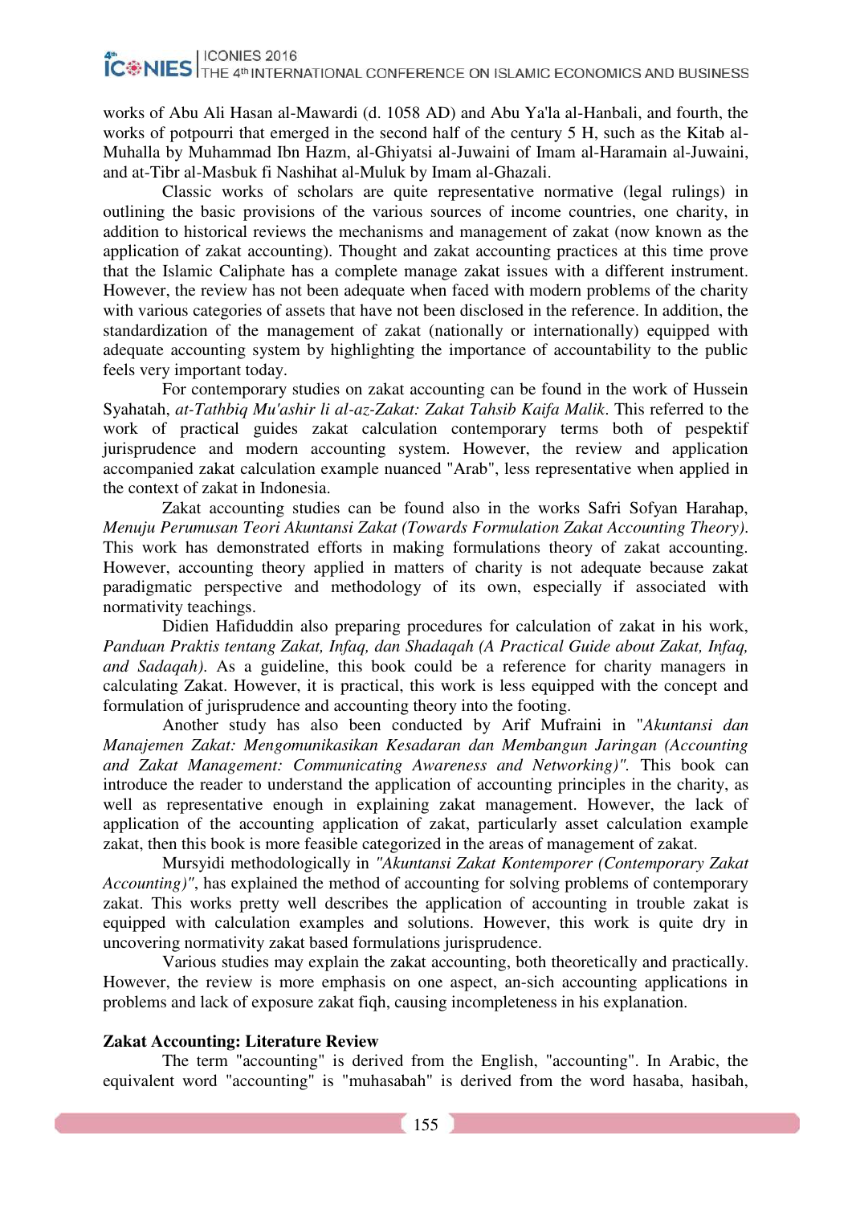works of Abu Ali Hasan al-Mawardi (d. 1058 AD) and Abu Ya'la al-Hanbali, and fourth, the works of potpourri that emerged in the second half of the century 5 H, such as the Kitab al-Muhalla by Muhammad Ibn Hazm, al-Ghiyatsi al-Juwaini of Imam al-Haramain al-Juwaini, and at-Tibr al-Masbuk fi Nashihat al-Muluk by Imam al-Ghazali.

Classic works of scholars are quite representative normative (legal rulings) in outlining the basic provisions of the various sources of income countries, one charity, in addition to historical reviews the mechanisms and management of zakat (now known as the application of zakat accounting). Thought and zakat accounting practices at this time prove that the Islamic Caliphate has a complete manage zakat issues with a different instrument. However, the review has not been adequate when faced with modern problems of the charity with various categories of assets that have not been disclosed in the reference. In addition, the standardization of the management of zakat (nationally or internationally) equipped with adequate accounting system by highlighting the importance of accountability to the public feels very important today.

For contemporary studies on zakat accounting can be found in the work of Hussein Syahatah, *at-Tathbiq Mu'ashir li al-az-Zakat: Zakat Tahsib Kaifa Malik*. This referred to the work of practical guides zakat calculation contemporary terms both of pespektif jurisprudence and modern accounting system. However, the review and application accompanied zakat calculation example nuanced "Arab", less representative when applied in the context of zakat in Indonesia.

Zakat accounting studies can be found also in the works Safri Sofyan Harahap, *Menuju Perumusan Teori Akuntansi Zakat (Towards Formulation Zakat Accounting Theory)*. This work has demonstrated efforts in making formulations theory of zakat accounting. However, accounting theory applied in matters of charity is not adequate because zakat paradigmatic perspective and methodology of its own, especially if associated with normativity teachings.

Didien Hafiduddin also preparing procedures for calculation of zakat in his work, *Panduan Praktis tentang Zakat, Infaq, dan Shadaqah (A Practical Guide about Zakat, Infaq, and Sadaqah)*. As a guideline, this book could be a reference for charity managers in calculating Zakat. However, it is practical, this work is less equipped with the concept and formulation of jurisprudence and accounting theory into the footing.

Another study has also been conducted by Arif Mufraini in "*Akuntansi dan Manajemen Zakat: Mengomunikasikan Kesadaran dan Membangun Jaringan (Accounting and Zakat Management: Communicating Awareness and Networking)"*. This book can introduce the reader to understand the application of accounting principles in the charity, as well as representative enough in explaining zakat management. However, the lack of application of the accounting application of zakat, particularly asset calculation example zakat, then this book is more feasible categorized in the areas of management of zakat.

Mursyidi methodologically in *"Akuntansi Zakat Kontemporer (Contemporary Zakat Accounting)"*, has explained the method of accounting for solving problems of contemporary zakat. This works pretty well describes the application of accounting in trouble zakat is equipped with calculation examples and solutions. However, this work is quite dry in uncovering normativity zakat based formulations jurisprudence.

Various studies may explain the zakat accounting, both theoretically and practically. However, the review is more emphasis on one aspect, an-sich accounting applications in problems and lack of exposure zakat fiqh, causing incompleteness in his explanation.

**Zakat Accounting: Literature Review**

The term "accounting" is derived from the English, "accounting". In Arabic, the equivalent word "accounting" is "muhasabah" is derived from the word hasaba, hasibah,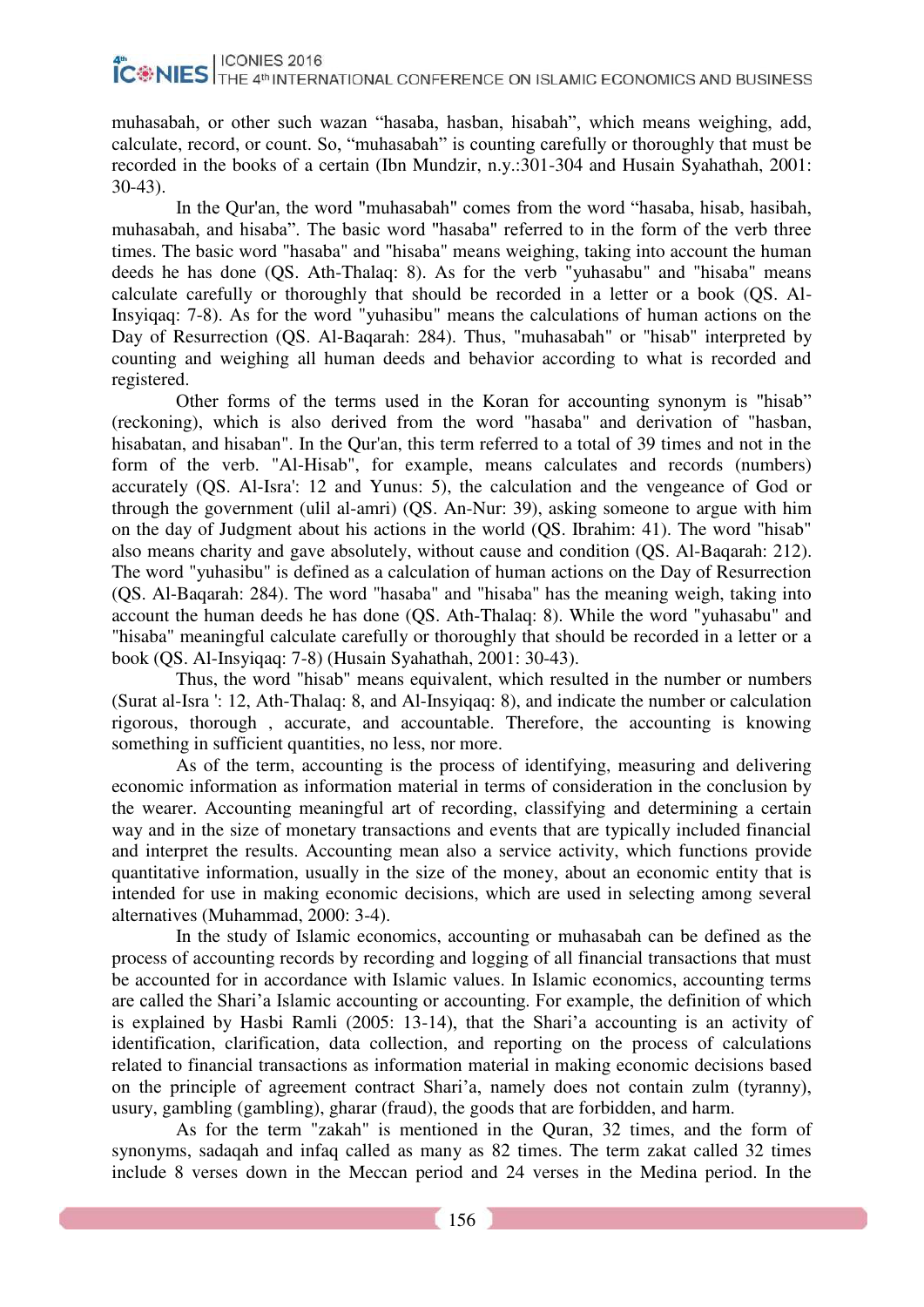muhasabah, or other such wazan “hasaba, hasban, hisabah”, which means weighing, add, calculate, record, or count. So, “muhasabah” is counting carefully or thoroughly that must be recorded in the books of a certain (Ibn Mundzir, n.y.:301-304 and Husain Syahathah, 2001: 30-43).

In the Qur'an, the word "muhasabah" comes from the word “hasaba, hisab, hasibah, muhasabah, and hisaba”. The basic word "hasaba" referred to in the form of the verb three times. The basic word "hasaba" and "hisaba" means weighing, taking into account the human deeds he has done (QS. Ath-Thalaq: 8). As for the verb "yuhasabu" and "hisaba" means calculate carefully or thoroughly that should be recorded in a letter or a book (QS. Al-Insyiqaq: 7-8). As for the word "yuhasibu" means the calculations of human actions on the Day of Resurrection (QS. Al-Baqarah: 284). Thus, "muhasabah" or "hisab" interpreted by counting and weighing all human deeds and behavior according to what is recorded and registered.

Other forms of the terms used in the Koran for accounting synonym is "hisab" (reckoning), which is also derived from the word "hasaba" and derivation of "hasban, hisabatan, and hisaban". In the Qur'an, this term referred to a total of 39 times and not in the form of the verb. "Al-Hisab", for example, means calculates and records (numbers) accurately (QS. Al-Isra': 12 and Yunus: 5), the calculation and the vengeance of God or through the government (ulil al-amri) (QS. An-Nur: 39), asking someone to argue with him on the day of Judgment about his actions in the world (QS. Ibrahim: 41). The word "hisab" also means charity and gave absolutely, without cause and condition (QS. Al-Baqarah: 212). The word "yuhasibu" is defined as a calculation of human actions on the Day of Resurrection (QS. Al-Baqarah: 284). The word "hasaba" and "hisaba" has the meaning weigh, taking into account the human deeds he has done (QS. Ath-Thalaq: 8). While the word "yuhasabu" and "hisaba" meaningful calculate carefully or thoroughly that should be recorded in a letter or a book (QS. Al-Insyiqaq: 7-8) (Husain Syahathah, 2001: 30-43).

Thus, the word "hisab" means equivalent, which resulted in the number or numbers (Surat al-Isra ': 12, Ath-Thalaq: 8, and Al-Insyiqaq: 8), and indicate the number or calculation rigorous, thorough , accurate, and accountable. Therefore, the accounting is knowing something in sufficient quantities, no less, nor more.

As of the term, accounting is the process of identifying, measuring and delivering economic information as information material in terms of consideration in the conclusion by the wearer. Accounting meaningful art of recording, classifying and determining a certain way and in the size of monetary transactions and events that are typically included financial and interpret the results. Accounting mean also a service activity, which functions provide quantitative information, usually in the size of the money, about an economic entity that is intended for use in making economic decisions, which are used in selecting among several alternatives (Muhammad, 2000: 3-4).

In the study of Islamic economics, accounting or muhasabah can be defined as the process of accounting records by recording and logging of all financial transactions that must be accounted for in accordance with Islamic values. In Islamic economics, accounting terms are called the Shari’a Islamic accounting or accounting. For example, the definition of which is explained by Hasbi Ramli (2005: 13-14), that the Shari’a accounting is an activity of identification, clarification, data collection, and reporting on the process of calculations related to financial transactions as information material in making economic decisions based on the principle of agreement contract Shari’a, namely does not contain zulm (tyranny), usury, gambling (gambling), gharar (fraud), the goods that are forbidden, and harm.

As for the term "zakah" is mentioned in the Quran, 32 times, and the form of synonyms, sadaqah and infaq called as many as 82 times. The term zakat called 32 times include 8 verses down in the Meccan period and 24 verses in the Medina period. In the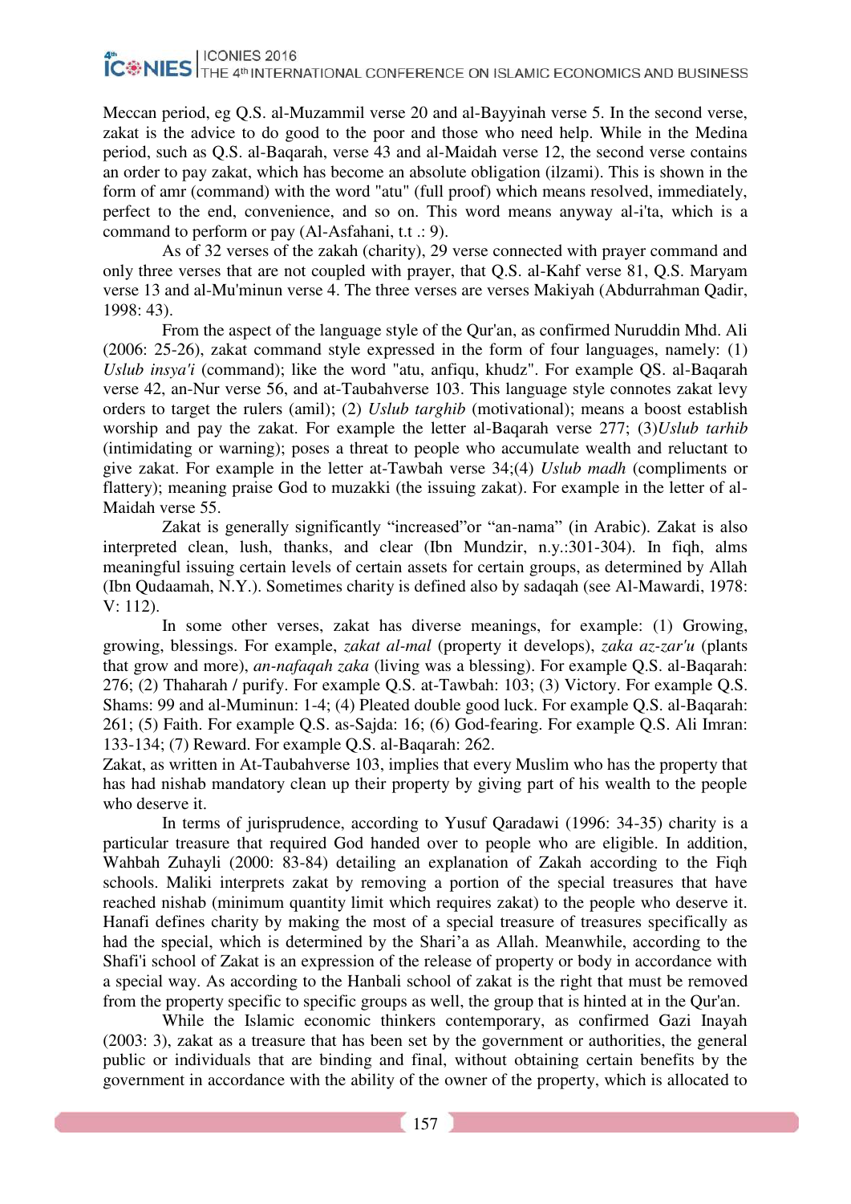Meccan period, eg Q.S. al-Muzammil verse 20 and al-Bayyinah verse 5. In the second verse, zakat is the advice to do good to the poor and those who need help. While in the Medina period, such as Q.S. al-Baqarah, verse 43 and al-Maidah verse 12, the second verse contains an order to pay zakat, which has become an absolute obligation (ilzami). This is shown in the form of amr (command) with the word "atu" (full proof) which means resolved, immediately, perfect to the end, convenience, and so on. This word means anyway al-i'ta, which is a command to perform or pay (Al-Asfahani, t.t .: 9).

As of 32 verses of the zakah (charity), 29 verse connected with prayer command and only three verses that are not coupled with prayer, that Q.S. al-Kahf verse 81, Q.S. Maryam verse 13 and al-Mu'minun verse 4. The three verses are verses Makiyah (Abdurrahman Qadir, 1998: 43).

From the aspect of the language style of the Qur'an, as confirmed Nuruddin Mhd. Ali (2006: 25-26), zakat command style expressed in the form of four languages, namely: (1) *Uslub insya'i* (command); like the word "atu, anfiqu, khudz". For example QS. al-Baqarah verse 42, an-Nur verse 56, and at-Taubahverse 103. This language style connotes zakat levy orders to target the rulers (amil); (2) *Uslub targhib* (motivational); means a boost establish worship and pay the zakat. For example the letter al-Baqarah verse 277; (3)*Uslub tarhib* (intimidating or warning); poses a threat to people who accumulate wealth and reluctant to give zakat. For example in the letter at-Tawbah verse 34;(4) *Uslub madh* (compliments or flattery); meaning praise God to muzakki (the issuing zakat). For example in the letter of al-Maidah verse 55.

Zakat is generally significantly “increased”or “an-nama” (in Arabic). Zakat is also interpreted clean, lush, thanks, and clear (Ibn Mundzir, n.y.:301-304). In fiqh, alms meaningful issuing certain levels of certain assets for certain groups, as determined by Allah (Ibn Qudaamah, N.Y.). Sometimes charity is defined also by sadaqah (see Al-Mawardi, 1978: V: 112).

In some other verses, zakat has diverse meanings, for example: (1) Growing, growing, blessings. For example, *zakat al-mal* (property it develops), *zaka az-zar'u* (plants that grow and more), *an-nafaqah zaka* (living was a blessing). For example Q.S. al-Baqarah: 276; (2) Thaharah / purify. For example Q.S. at-Tawbah: 103; (3) Victory. For example Q.S. Shams: 99 and al-Muminun: 1-4; (4) Pleated double good luck. For example Q.S. al-Baqarah: 261; (5) Faith. For example Q.S. as-Sajda: 16; (6) God-fearing. For example Q.S. Ali Imran: 133-134; (7) Reward. For example Q.S. al-Baqarah: 262.

Zakat, as written in At-Taubahverse 103, implies that every Muslim who has the property that has had nishab mandatory clean up their property by giving part of his wealth to the people who deserve it.

In terms of jurisprudence, according to Yusuf Qaradawi (1996: 34-35) charity is a particular treasure that required God handed over to people who are eligible. In addition, Wahbah Zuhayli (2000: 83-84) detailing an explanation of Zakah according to the Fiqh schools. Maliki interprets zakat by removing a portion of the special treasures that have reached nishab (minimum quantity limit which requires zakat) to the people who deserve it. Hanafi defines charity by making the most of a special treasure of treasures specifically as had the special, which is determined by the Shari’a as Allah. Meanwhile, according to the Shafi'i school of Zakat is an expression of the release of property or body in accordance with a special way. As according to the Hanbali school of zakat is the right that must be removed from the property specific to specific groups as well, the group that is hinted at in the Qur'an.

While the Islamic economic thinkers contemporary, as confirmed Gazi Inayah (2003: 3), zakat as a treasure that has been set by the government or authorities, the general public or individuals that are binding and final, without obtaining certain benefits by the government in accordance with the ability of the owner of the property, which is allocated to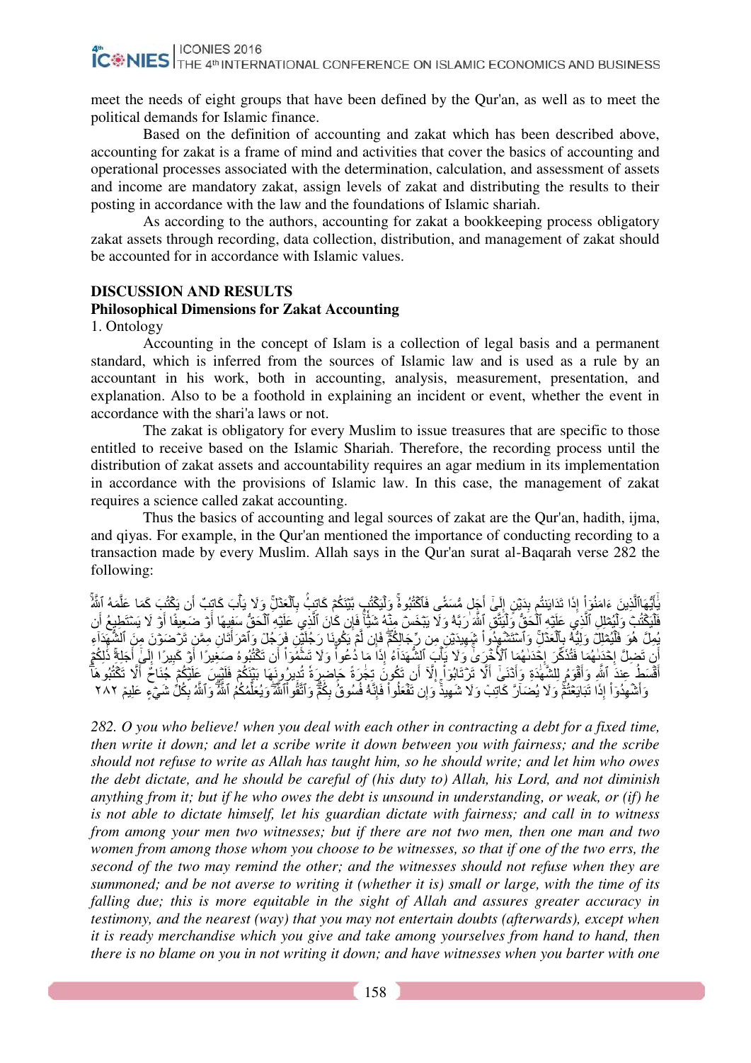meet the needs of eight groups that have been defined by the Qur'an, as well as to meet the political demands for Islamic finance.

Based on the definition of accounting and zakat which has been described above, accounting for zakat is a frame of mind and activities that cover the basics of accounting and operational processes associated with the determination, calculation, and assessment of assets and income are mandatory zakat, assign levels of zakat and distributing the results to their posting in accordance with the law and the foundations of Islamic shariah.

As according to the authors, accounting for zakat a bookkeeping process obligatory zakat assets through recording, data collection, distribution, and management of zakat should be accounted for in accordance with Islamic values.

## DISCUSSION AND RESULTS

### Philosophical Dimensions for Zakat Accounting

1. Ontology

Accounting in the concept of Islam is a collection of legal basis and a permanent standard, which is inferred from the sources of Islamic law and is used as a rule by an accountant in his work, both in accounting, analysis, measurement, presentation, and explanation. Also to be a foothold in explaining an incident or event, whether the event in accordance with the shari'a laws or not.

The zakat is obligatory for every Muslim to issue treasures that are specific to those entitled to receive based on the Islamic Shariah. Therefore, the recording process until the distribution of zakat assets and accountability requires an agar medium in its implementation in accordance with the provisions of Islamic law. In this case, the management of zakat requires a science called zakat accounting.

Thus the basics of accounting and legal sources of zakat are the Qur'an, hadith, ijma, and qiyas. For example, in the Qur'an mentioned the importance of conducting recording to a transaction made by every Muslim. Allah says in the Qur'an surat al-Baqarah verse 282 the following:

يَٰٓأَيُّهَا ٱلَّذِينَ ءَامَنُوٓاْ إِذَا تَدَايَنتُم بِدَيۡنٍ إِلَىٰٓ أَجَلٖ مُّسَمّٗى فَٱكۡتُبُوهُۚ وَلۡيَكۡتُب بَّيۡنَكُمۡ كَاتِبُۢ بِٱلۡعَدۡلِۚ وَلَا يَأۡبَ كَاتِبٌ أَن يَكۡتُبَ كَمَا عَلَّمَهُ ٱللَّهُۚ فَلۡيَكۡتُبۡ وَلۡيُمۡلِلِ ٱلَّذِي عَلَيۡهِ ٱلۡحَقُّ وَلۡيَتَّقِ ٱللَّهَ رَبَّهُۥ وَلَا يَبۡخَسۡ مِنۡهُ شَيۡـٔٗاۚ فَإِن كَانَ ٱلَّذِي عَلَيۡهِ ٱلۡحَقُّ سَفِيهًا أَوۡ ضَعِيفًا أَوۡ لَا يَسۡتَطِيعُ أَن يُمِلَّ هُوَ فَلۡيُمۡلِلۡ وَلِيُّهُۥ بِٱلۡعَدۡلِۚ وَٱسۡتَشۡهِدُواْ شَهِيدَيۡنِ مِن رِّجَالِكُمۡۖ فَإِن لَّمۡ يَكُونَا رَجُلَيۡنِ فَرَجُلٞ وَٱمۡرَأَتَانِ مِمَّن تَرۡضَوۡنَ مِنَ ٱلشُّهَدَآءِ أَن تَضِلَّ إِحۡدَىٰهُمَا فَتُذَكِّرَ إِحۡدَىٰهُمَا ٱلۡأُخۡرَىٰۚ وَلَا يَأۡبَ ٱلشُّهَدَآءُ إِذَا مَا دُعُواْۚ وَلَا تَسۡـَٔمُوٓاْ أَن تَكۡتُبُوهُ صَغِيرًا أَوۡ كَبِيرًا إِلَىٰٓ أَجَلِهِۦۚ ذَٰلِكُمۡ أَقۡسَطُ عِندَ ٱللَّهِ وَأَقۡوَمُ لِلشَّهَٰدَةِ وَأَدۡنَىٰٓ أَلَّا تَرۡتَابُوٓاْ إِلَّآ أَن تَكُونَ تِجَٰرَةً حَاضِرَةٗ تُدِيرُونَهَا بَيۡنَكُمۡ فَلَيۡسَ عَلَيۡكُمۡ جُنَاحٌ أَلَّا تَكۡتُبُوهَاۗ وَأَشۡهِدُوٓاْ إِذَا تَبَايَعۡتُمۡۚ وَلَا يُضَآرَّ كَاتِبٞ وَلَا شَهِيدٞۚ وَإِن تَفۡعَلُواْ فَإِنَّهُۥ فُسُوقُۢ بِكُمۡۗ وَٱتَّقُواْ ٱللَّهَۖ وَيُعَلِّمُكُمُ ٱللَّهُۗ وَٱللَّهُ بِكُلِّ شَيۡءٍ عَلِيمٞ ٢٨٢

*282. O you who believe! when you deal with each other in contracting a debt for a fixed time, then write it down; and let a scribe write it down between you with fairness; and the scribe should not refuse to write as Allah has taught him, so he should write; and let him who owes the debt dictate, and he should be careful of (his duty to) Allah, his Lord, and not diminish anything from it; but if he who owes the debt is unsound in understanding, or weak, or (if) he is not able to dictate himself, let his guardian dictate with fairness; and call in to witness from among your men two witnesses; but if there are not two men, then one man and two women from among those whom you choose to be witnesses, so that if one of the two errs, the second of the two may remind the other; and the witnesses should not refuse when they are summoned; and be not averse to writing it (whether it is) small or large, with the time of its falling due; this is more equitable in the sight of Allah and assures greater accuracy in testimony, and the nearest (way) that you may not entertain doubts (afterwards), except when it is ready merchandise which you give and take among yourselves from hand to hand, then there is no blame on you in not writing it down; and have witnesses when you barter with one*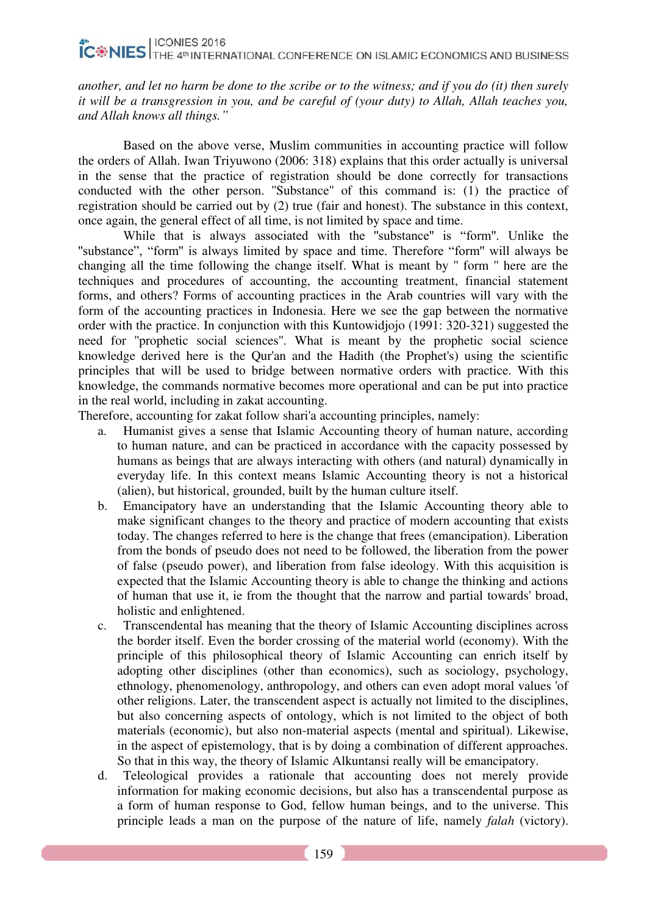*another, and let no harm be done to the scribe or to the witness; and if you do (it) then surely it will be a transgression in you, and be careful of (your duty) to Allah, Allah teaches you, and Allah knows all things."*

Based on the above verse, Muslim communities in accounting practice will follow the orders of Allah. Iwan Triyuwono (2006: 318) explains that this order actually is universal in the sense that the practice of registration should be done correctly for transactions conducted with the other person. "Substance" of this command is: (1) the practice of registration should be carried out by (2) true (fair and honest). The substance in this context, once again, the general effect of all time, is not limited by space and time.

While that is always associated with the "substance" is "form". Unlike the "substance", "form" is always limited by space and time. Therefore "form" will always be changing all the time following the change itself. What is meant by " form " here are the techniques and procedures of accounting, the accounting treatment, financial statement forms, and others? Forms of accounting practices in the Arab countries will vary with the form of the accounting practices in Indonesia. Here we see the gap between the normative order with the practice. In conjunction with this Kuntowidjojo (1991: 320-321) suggested the need for "prophetic social sciences". What is meant by the prophetic social science knowledge derived here is the Qur'an and the Hadith (the Prophet's) using the scientific principles that will be used to bridge between normative orders with practice. With this knowledge, the commands normative becomes more operational and can be put into practice in the real world, including in zakat accounting.

Therefore, accounting for zakat follow shari'a accounting principles, namely:

a. Humanist gives a sense that Islamic Accounting theory of human nature, according to human nature, and can be practiced in accordance with the capacity possessed by humans as beings that are always interacting with others (and natural) dynamically in everyday life. In this context means Islamic Accounting theory is not a historical (alien), but historical, grounded, built by the human culture itself.
b. Emancipatory have an understanding that the Islamic Accounting theory able to make significant changes to the theory and practice of modern accounting that exists today. The changes referred to here is the change that frees (emancipation). Liberation from the bonds of pseudo does not need to be followed, the liberation from the power of false (pseudo power), and liberation from false ideology. With this acquisition is expected that the Islamic Accounting theory is able to change the thinking and actions of human that use it, ie from the thought that the narrow and partial towards' broad, holistic and enlightened.
c. Transcendental has meaning that the theory of Islamic Accounting disciplines across the border itself. Even the border crossing of the material world (economy). With the principle of this philosophical theory of Islamic Accounting can enrich itself by adopting other disciplines (other than economics), such as sociology, psychology, ethnology, phenomenology, anthropology, and others can even adopt moral values 'of other religions. Later, the transcendent aspect is actually not limited to the disciplines, but also concerning aspects of ontology, which is not limited to the object of both materials (economic), but also non-material aspects (mental and spiritual). Likewise, in the aspect of epistemology, that is by doing a combination of different approaches. So that in this way, the theory of Islamic Alkuntansi really will be emancipatory.
d. Teleological provides a rationale that accounting does not merely provide information for making economic decisions, but also has a transcendental purpose as a form of human response to God, fellow human beings, and to the universe. This principle leads a man on the purpose of the nature of life, namely *falah* (victory).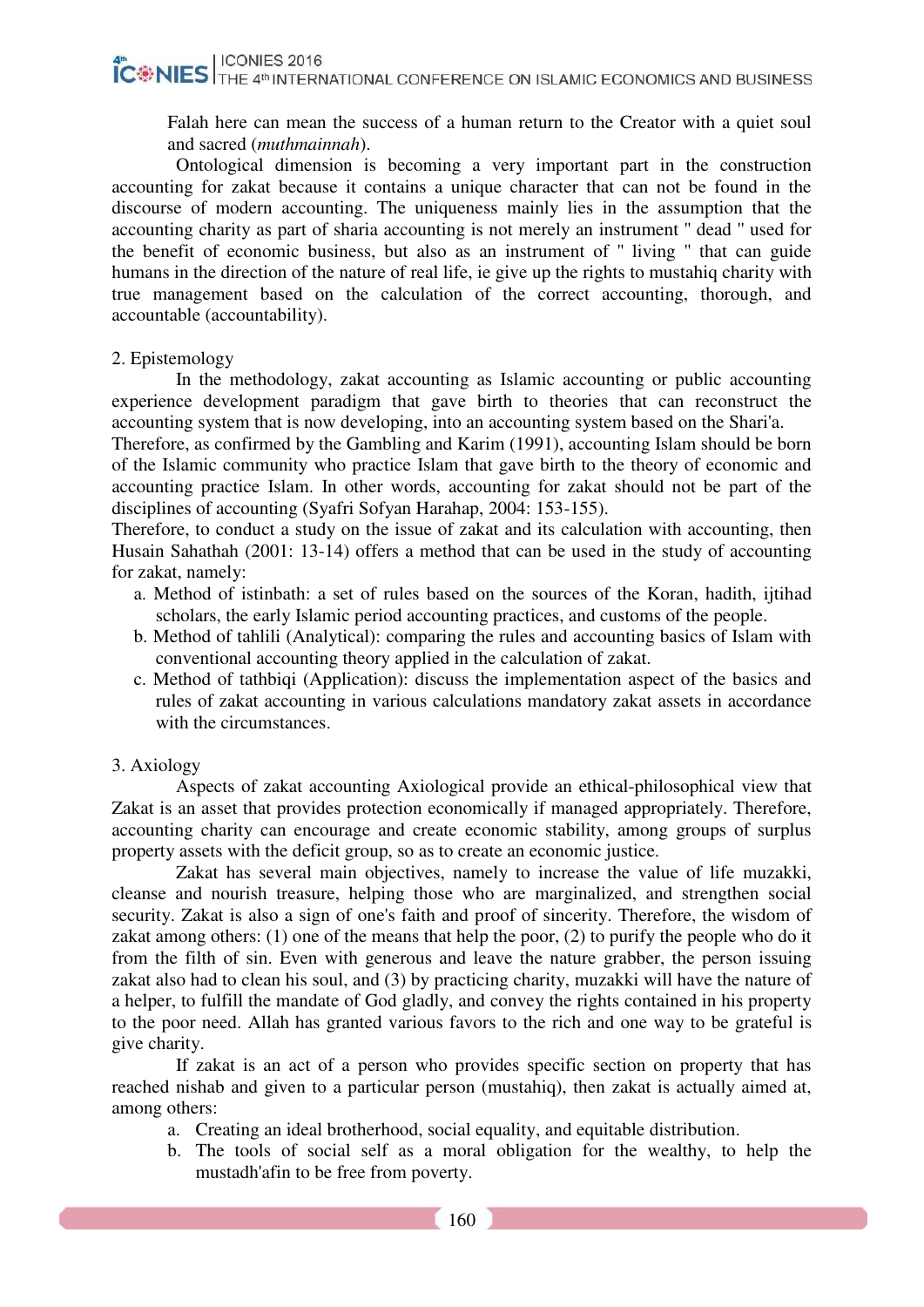Falah here can mean the success of a human return to the Creator with a quiet soul and sacred (*muthmainnah*).

Ontological dimension is becoming a very important part in the construction accounting for zakat because it contains a unique character that can not be found in the discourse of modern accounting. The uniqueness mainly lies in the assumption that the accounting charity as part of sharia accounting is not merely an instrument " dead " used for the benefit of economic business, but also as an instrument of " living " that can guide humans in the direction of the nature of real life, ie give up the rights to mustahiq charity with true management based on the calculation of the correct accounting, thorough, and accountable (accountability).

2. Epistemology

In the methodology, zakat accounting as Islamic accounting or public accounting experience development paradigm that gave birth to theories that can reconstruct the accounting system that is now developing, into an accounting system based on the Shari'a.

Therefore, as confirmed by the Gambling and Karim (1991), accounting Islam should be born of the Islamic community who practice Islam that gave birth to the theory of economic and accounting practice Islam. In other words, accounting for zakat should not be part of the disciplines of accounting (Syafri Sofyan Harahap, 2004: 153-155).

Therefore, to conduct a study on the issue of zakat and its calculation with accounting, then Husain Sahathah (2001: 13-14) offers a method that can be used in the study of accounting for zakat, namely:

a. Method of istinbath: a set of rules based on the sources of the Koran, hadith, ijtihad scholars, the early Islamic period accounting practices, and customs of the people.
b. Method of tahlili (Analytical): comparing the rules and accounting basics of Islam with conventional accounting theory applied in the calculation of zakat.
c. Method of tathbiqi (Application): discuss the implementation aspect of the basics and rules of zakat accounting in various calculations mandatory zakat assets in accordance with the circumstances.

3. Axiology

Aspects of zakat accounting Axiological provide an ethical-philosophical view that Zakat is an asset that provides protection economically if managed appropriately. Therefore, accounting charity can encourage and create economic stability, among groups of surplus property assets with the deficit group, so as to create an economic justice.

Zakat has several main objectives, namely to increase the value of life muzakki, cleanse and nourish treasure, helping those who are marginalized, and strengthen social security. Zakat is also a sign of one's faith and proof of sincerity. Therefore, the wisdom of zakat among others: (1) one of the means that help the poor, (2) to purify the people who do it from the filth of sin. Even with generous and leave the nature grabber, the person issuing zakat also had to clean his soul, and (3) by practicing charity, muzakki will have the nature of a helper, to fulfill the mandate of God gladly, and convey the rights contained in his property to the poor need. Allah has granted various favors to the rich and one way to be grateful is give charity.

If zakat is an act of a person who provides specific section on property that has reached nishab and given to a particular person (mustahiq), then zakat is actually aimed at, among others:

a. Creating an ideal brotherhood, social equality, and equitable distribution.
b. The tools of social self as a moral obligation for the wealthy, to help the mustadh'afin to be free from poverty.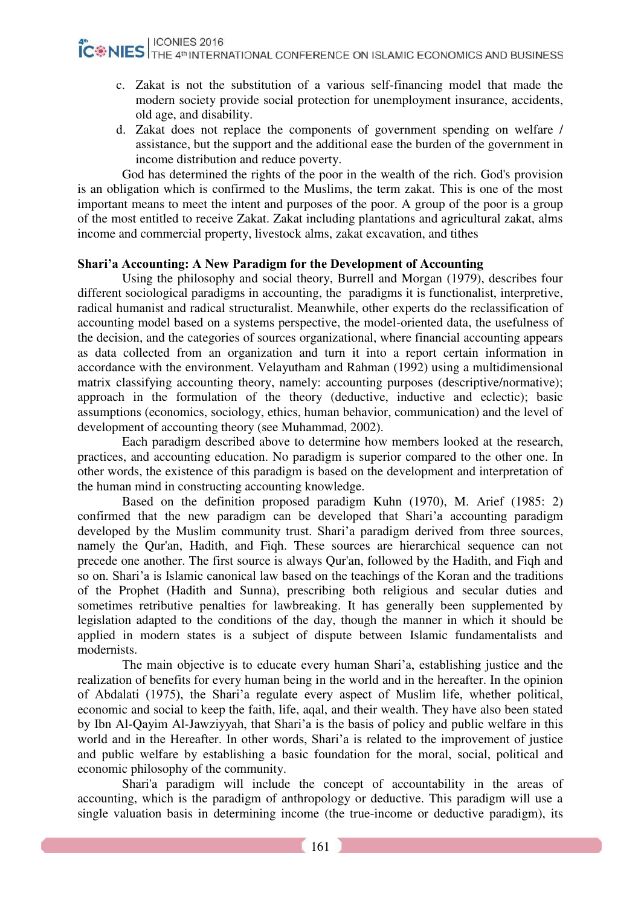c. Zakat is not the substitution of a various self-financing model that made the modern society provide social protection for unemployment insurance, accidents, old age, and disability.
d. Zakat does not replace the components of government spending on welfare / assistance, but the support and the additional ease the burden of the government in income distribution and reduce poverty.

God has determined the rights of the poor in the wealth of the rich. God's provision is an obligation which is confirmed to the Muslims, the term zakat. This is one of the most important means to meet the intent and purposes of the poor. A group of the poor is a group of the most entitled to receive Zakat. Zakat including plantations and agricultural zakat, alms income and commercial property, livestock alms, zakat excavation, and tithes

**Shari'a Accounting: A New Paradigm for the Development of Accounting**

Using the philosophy and social theory, Burrell and Morgan (1979), describes four different sociological paradigms in accounting, the paradigms it is functionalist, interpretive, radical humanist and radical structuralist. Meanwhile, other experts do the reclassification of accounting model based on a systems perspective, the model-oriented data, the usefulness of the decision, and the categories of sources organizational, where financial accounting appears as data collected from an organization and turn it into a report certain information in accordance with the environment. Velayutham and Rahman (1992) using a multidimensional matrix classifying accounting theory, namely: accounting purposes (descriptive/normative); approach in the formulation of the theory (deductive, inductive and eclectic); basic assumptions (economics, sociology, ethics, human behavior, communication) and the level of development of accounting theory (see Muhammad, 2002).

Each paradigm described above to determine how members looked at the research, practices, and accounting education. No paradigm is superior compared to the other one. In other words, the existence of this paradigm is based on the development and interpretation of the human mind in constructing accounting knowledge.

Based on the definition proposed paradigm Kuhn (1970), M. Arief (1985: 2) confirmed that the new paradigm can be developed that Shari'a accounting paradigm developed by the Muslim community trust. Shari'a paradigm derived from three sources, namely the Qur'an, Hadith, and Fiqh. These sources are hierarchical sequence can not precede one another. The first source is always Qur'an, followed by the Hadith, and Fiqh and so on. Shari'a is Islamic canonical law based on the teachings of the Koran and the traditions of the Prophet (Hadith and Sunna), prescribing both religious and secular duties and sometimes retributive penalties for lawbreaking. It has generally been supplemented by legislation adapted to the conditions of the day, though the manner in which it should be applied in modern states is a subject of dispute between Islamic fundamentalists and modernists.

The main objective is to educate every human Shari'a, establishing justice and the realization of benefits for every human being in the world and in the hereafter. In the opinion of Abdalati (1975), the Shari'a regulate every aspect of Muslim life, whether political, economic and social to keep the faith, life, aqal, and their wealth. They have also been stated by Ibn Al-Qayim Al-Jawziyyah, that Shari'a is the basis of policy and public welfare in this world and in the Hereafter. In other words, Shari'a is related to the improvement of justice and public welfare by establishing a basic foundation for the moral, social, political and economic philosophy of the community.

Shari'a paradigm will include the concept of accountability in the areas of accounting, which is the paradigm of anthropology or deductive. This paradigm will use a single valuation basis in determining income (the true-income or deductive paradigm), its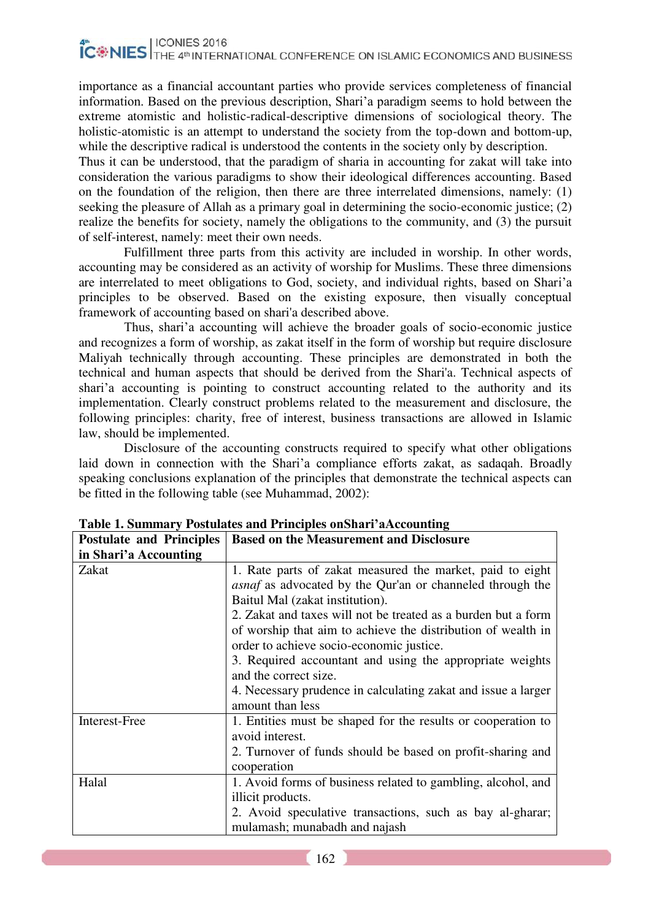importance as a financial accountant parties who provide services completeness of financial information. Based on the previous description, Shari'a paradigm seems to hold between the extreme atomistic and holistic-radical-descriptive dimensions of sociological theory. The holistic-atomistic is an attempt to understand the society from the top-down and bottom-up, while the descriptive radical is understood the contents in the society only by description.

Thus it can be understood, that the paradigm of sharia in accounting for zakat will take into consideration the various paradigms to show their ideological differences accounting. Based on the foundation of the religion, then there are three interrelated dimensions, namely: (1) seeking the pleasure of Allah as a primary goal in determining the socio-economic justice; (2) realize the benefits for society, namely the obligations to the community, and (3) the pursuit of self-interest, namely: meet their own needs.

Fulfillment three parts from this activity are included in worship. In other words, accounting may be considered as an activity of worship for Muslims. These three dimensions are interrelated to meet obligations to God, society, and individual rights, based on Shari'a principles to be observed. Based on the existing exposure, then visually conceptual framework of accounting based on shari'a described above.

Thus, shari'a accounting will achieve the broader goals of socio-economic justice and recognizes a form of worship, as zakat itself in the form of worship but require disclosure Maliyah technically through accounting. These principles are demonstrated in both the technical and human aspects that should be derived from the Shari'a. Technical aspects of shari'a accounting is pointing to construct accounting related to the authority and its implementation. Clearly construct problems related to the measurement and disclosure, the following principles: charity, free of interest, business transactions are allowed in Islamic law, should be implemented.

Disclosure of the accounting constructs required to specify what other obligations laid down in connection with the Shari'a compliance efforts zakat, as sadaqah. Broadly speaking conclusions explanation of the principles that demonstrate the technical aspects can be fitted in the following table (see Muhammad, 2002):

**Table 1. Summary Postulates and Principles onShari'aAccounting**

| Postulate and Principles in Shari'a Accounting | Based on the Measurement and Disclosure |
|---|---|
| Zakat | 1. Rate parts of zakat measured the market, paid to eight *asnaf* as advocated by the Qur'an or channeled through the Baitul Mal (zakat institution).<br>2. Zakat and taxes will not be treated as a burden but a form of worship that aim to achieve the distribution of wealth in order to achieve socio-economic justice.<br>3. Required accountant and using the appropriate weights and the correct size.<br>4. Necessary prudence in calculating zakat and issue a larger amount than less |
| Interest-Free | 1. Entities must be shaped for the results or cooperation to avoid interest.<br>2. Turnover of funds should be based on profit-sharing and cooperation |
| Halal | 1. Avoid forms of business related to gambling, alcohol, and illicit products.<br>2. Avoid speculative transactions, such as bay al-gharar; mulamash; munabadh and najash |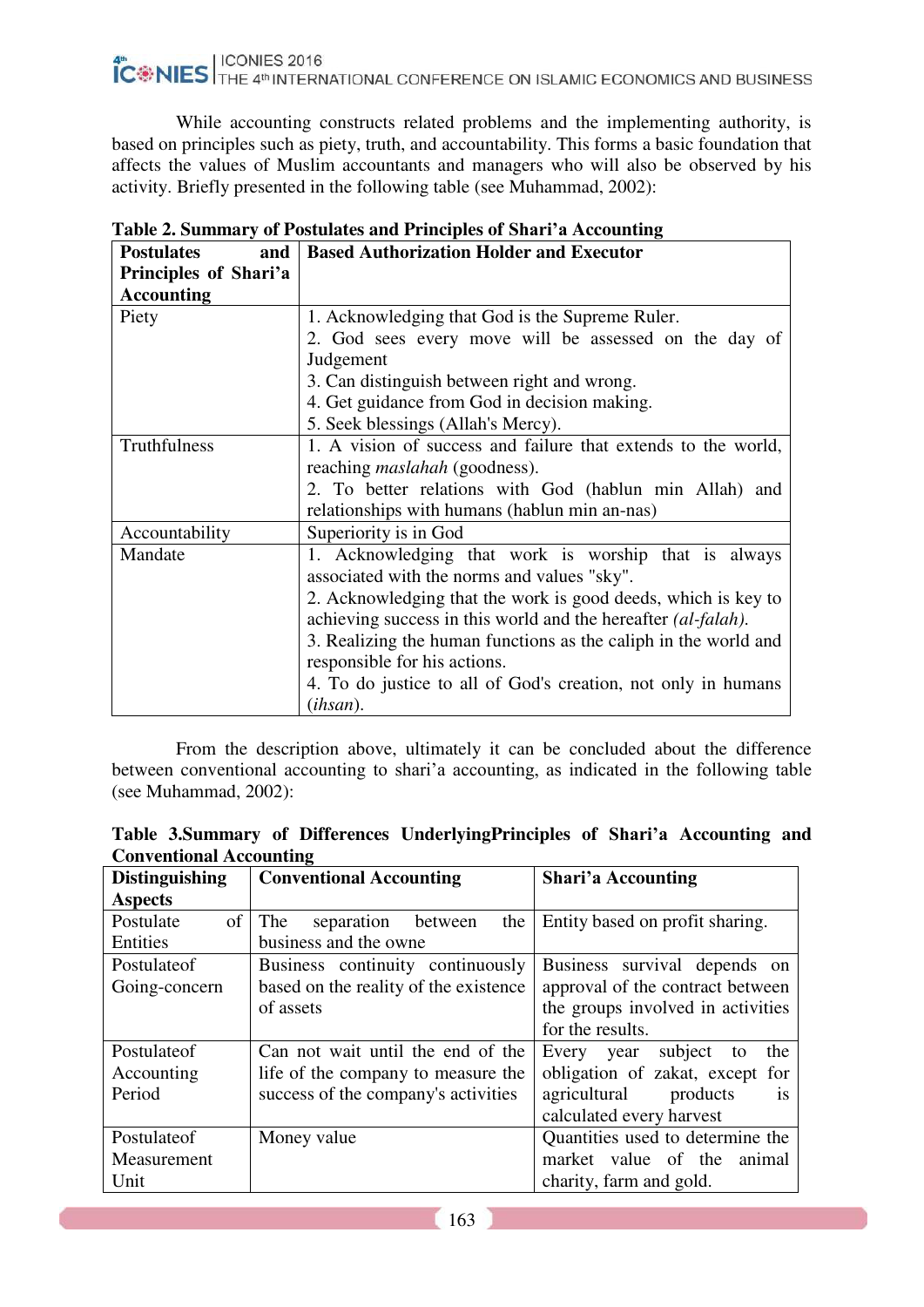While accounting constructs related problems and the implementing authority, is based on principles such as piety, truth, and accountability. This forms a basic foundation that affects the values of Muslim accountants and managers who will also be observed by his activity. Briefly presented in the following table (see Muhammad, 2002):

**Table 2. Summary of Postulates and Principles of Shari'a Accounting**

| **Postulates and Principles of Shari'a Accounting** | **Based Authorization Holder and Executor** |
|---|---|
| Piety | 1. Acknowledging that God is the Supreme Ruler.<br>2. God sees every move will be assessed on the day of Judgement<br>3. Can distinguish between right and wrong.<br>4. Get guidance from God in decision making.<br>5. Seek blessings (Allah's Mercy). |
| Truthfulness | 1. A vision of success and failure that extends to the world, reaching *maslahah* (goodness).<br>2. To better relations with God (hablun min Allah) and relationships with humans (hablun min an-nas) |
| Accountability | Superiority is in God |
| Mandate | 1. Acknowledging that work is worship that is always associated with the norms and values "sky".<br>2. Acknowledging that the work is good deeds, which is key to achieving success in this world and the hereafter *(al-falah)*.<br>3. Realizing the human functions as the caliph in the world and responsible for his actions.<br>4. To do justice to all of God's creation, not only in humans (*ihsan*). |

From the description above, ultimately it can be concluded about the difference between conventional accounting to shari'a accounting, as indicated in the following table (see Muhammad, 2002):

**Table 3.Summary of Differences UnderlyingPrinciples of Shari'a Accounting and Conventional Accounting**

| **Distinguishing Aspects** | **Conventional Accounting** | **Shari'a Accounting** |
|---|---|---|
| Postulate of Entities | The separation between the business and the owne | Entity based on profit sharing. |
| Postulateof Going-concern | Business continuity continuously based on the reality of the existence of assets | Business survival depends on approval of the contract between the groups involved in activities for the results. |
| Postulateof Accounting Period | Can not wait until the end of the life of the company to measure the success of the company's activities | Every year subject to the obligation of zakat, except for agricultural products is calculated every harvest |
| Postulateof Measurement Unit | Money value | Quantities used to determine the market value of the animal charity, farm and gold. |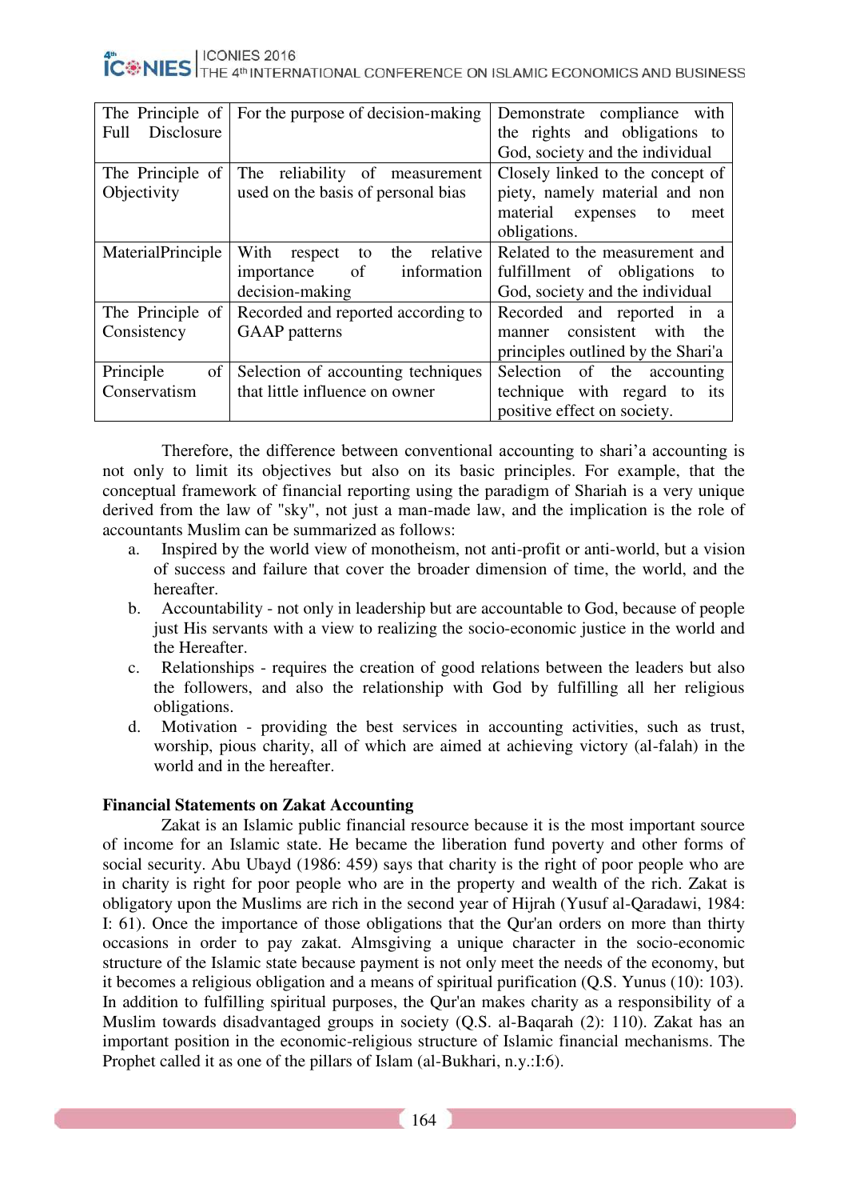| The Principle of Full Disclosure | For the purpose of decision-making | Demonstrate compliance with the rights and obligations to God, society and the individual |
|---|---|---|
| The Principle of Objectivity | The reliability of measurement used on the basis of personal bias | Closely linked to the concept of piety, namely material and non material expenses to meet obligations. |
| MaterialPrinciple | With respect to the relative importance of information decision-making | Related to the measurement and fulfillment of obligations to God, society and the individual |
| The Principle of Consistency | Recorded and reported according to GAAP patterns | Recorded and reported in a manner consistent with the principles outlined by the Shari'a |
| Principle of Conservatism | Selection of accounting techniques that little influence on owner | Selection of the accounting technique with regard to its positive effect on society. |

Therefore, the difference between conventional accounting to shari'a accounting is not only to limit its objectives but also on its basic principles. For example, that the conceptual framework of financial reporting using the paradigm of Shariah is a very unique derived from the law of "sky", not just a man-made law, and the implication is the role of accountants Muslim can be summarized as follows:

a. Inspired by the world view of monotheism, not anti-profit or anti-world, but a vision of success and failure that cover the broader dimension of time, the world, and the hereafter.
b. Accountability - not only in leadership but are accountable to God, because of people just His servants with a view to realizing the socio-economic justice in the world and the Hereafter.
c. Relationships - requires the creation of good relations between the leaders but also the followers, and also the relationship with God by fulfilling all her religious obligations.
d. Motivation - providing the best services in accounting activities, such as trust, worship, pious charity, all of which are aimed at achieving victory (al-falah) in the world and in the hereafter.

**Financial Statements on Zakat Accounting**

Zakat is an Islamic public financial resource because it is the most important source of income for an Islamic state. He became the liberation fund poverty and other forms of social security. Abu Ubayd (1986: 459) says that charity is the right of poor people who are in charity is right for poor people who are in the property and wealth of the rich. Zakat is obligatory upon the Muslims are rich in the second year of Hijrah (Yusuf al-Qaradawi, 1984: I: 61). Once the importance of those obligations that the Qur'an orders on more than thirty occasions in order to pay zakat. Almsgiving a unique character in the socio-economic structure of the Islamic state because payment is not only meet the needs of the economy, but it becomes a religious obligation and a means of spiritual purification (Q.S. Yunus (10): 103). In addition to fulfilling spiritual purposes, the Qur'an makes charity as a responsibility of a Muslim towards disadvantaged groups in society (Q.S. al-Baqarah (2): 110). Zakat has an important position in the economic-religious structure of Islamic financial mechanisms. The Prophet called it as one of the pillars of Islam (al-Bukhari, n.y.:I:6).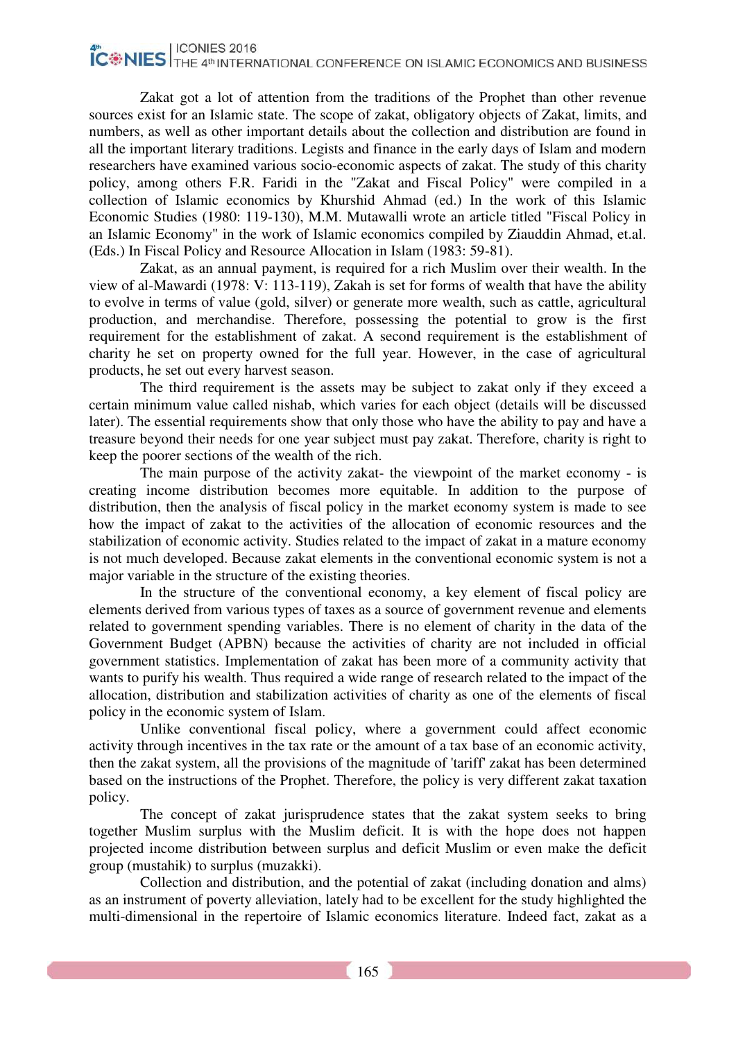Zakat got a lot of attention from the traditions of the Prophet than other revenue sources exist for an Islamic state. The scope of zakat, obligatory objects of Zakat, limits, and numbers, as well as other important details about the collection and distribution are found in all the important literary traditions. Legists and finance in the early days of Islam and modern researchers have examined various socio-economic aspects of zakat. The study of this charity policy, among others F.R. Faridi in the "Zakat and Fiscal Policy" were compiled in a collection of Islamic economics by Khurshid Ahmad (ed.) In the work of this Islamic Economic Studies (1980: 119-130), M.M. Mutawalli wrote an article titled "Fiscal Policy in an Islamic Economy" in the work of Islamic economics compiled by Ziauddin Ahmad, et.al. (Eds.) In Fiscal Policy and Resource Allocation in Islam (1983: 59-81).

Zakat, as an annual payment, is required for a rich Muslim over their wealth. In the view of al-Mawardi (1978: V: 113-119), Zakah is set for forms of wealth that have the ability to evolve in terms of value (gold, silver) or generate more wealth, such as cattle, agricultural production, and merchandise. Therefore, possessing the potential to grow is the first requirement for the establishment of zakat. A second requirement is the establishment of charity he set on property owned for the full year. However, in the case of agricultural products, he set out every harvest season.

The third requirement is the assets may be subject to zakat only if they exceed a certain minimum value called nishab, which varies for each object (details will be discussed later). The essential requirements show that only those who have the ability to pay and have a treasure beyond their needs for one year subject must pay zakat. Therefore, charity is right to keep the poorer sections of the wealth of the rich.

The main purpose of the activity zakat- the viewpoint of the market economy - is creating income distribution becomes more equitable. In addition to the purpose of distribution, then the analysis of fiscal policy in the market economy system is made to see how the impact of zakat to the activities of the allocation of economic resources and the stabilization of economic activity. Studies related to the impact of zakat in a mature economy is not much developed. Because zakat elements in the conventional economic system is not a major variable in the structure of the existing theories.

In the structure of the conventional economy, a key element of fiscal policy are elements derived from various types of taxes as a source of government revenue and elements related to government spending variables. There is no element of charity in the data of the Government Budget (APBN) because the activities of charity are not included in official government statistics. Implementation of zakat has been more of a community activity that wants to purify his wealth. Thus required a wide range of research related to the impact of the allocation, distribution and stabilization activities of charity as one of the elements of fiscal policy in the economic system of Islam.

Unlike conventional fiscal policy, where a government could affect economic activity through incentives in the tax rate or the amount of a tax base of an economic activity, then the zakat system, all the provisions of the magnitude of 'tariff' zakat has been determined based on the instructions of the Prophet. Therefore, the policy is very different zakat taxation policy.

The concept of zakat jurisprudence states that the zakat system seeks to bring together Muslim surplus with the Muslim deficit. It is with the hope does not happen projected income distribution between surplus and deficit Muslim or even make the deficit group (mustahik) to surplus (muzakki).

Collection and distribution, and the potential of zakat (including donation and alms) as an instrument of poverty alleviation, lately had to be excellent for the study highlighted the multi-dimensional in the repertoire of Islamic economics literature. Indeed fact, zakat as a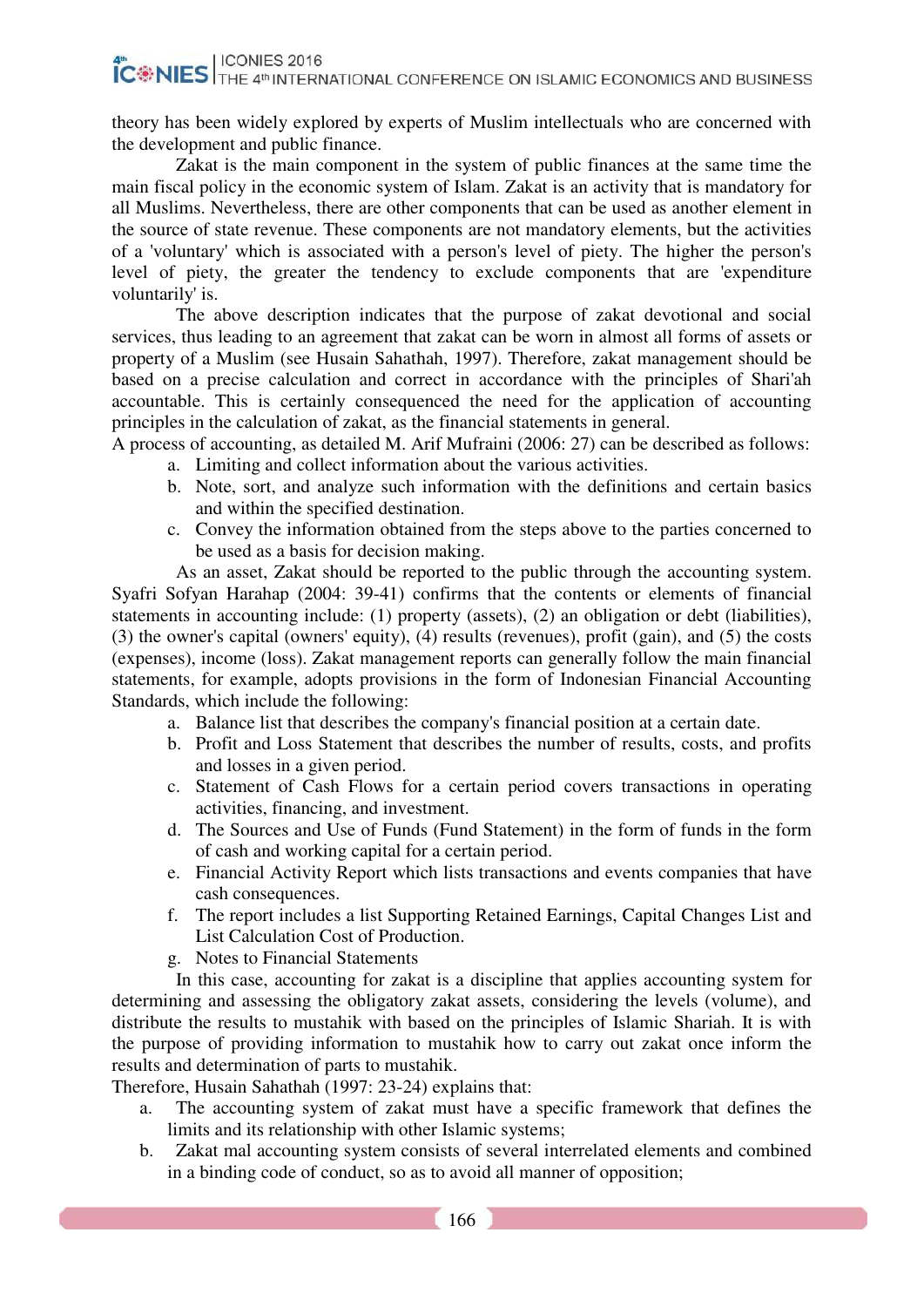theory has been widely explored by experts of Muslim intellectuals who are concerned with the development and public finance.

Zakat is the main component in the system of public finances at the same time the main fiscal policy in the economic system of Islam. Zakat is an activity that is mandatory for all Muslims. Nevertheless, there are other components that can be used as another element in the source of state revenue. These components are not mandatory elements, but the activities of a 'voluntary' which is associated with a person's level of piety. The higher the person's level of piety, the greater the tendency to exclude components that are 'expenditure voluntarily' is.

The above description indicates that the purpose of zakat devotional and social services, thus leading to an agreement that zakat can be worn in almost all forms of assets or property of a Muslim (see Husain Sahathah, 1997). Therefore, zakat management should be based on a precise calculation and correct in accordance with the principles of Shari'ah accountable. This is certainly consequenced the need for the application of accounting principles in the calculation of zakat, as the financial statements in general.

A process of accounting, as detailed M. Arif Mufraini (2006: 27) can be described as follows:

a. Limiting and collect information about the various activities.
b. Note, sort, and analyze such information with the definitions and certain basics and within the specified destination.
c. Convey the information obtained from the steps above to the parties concerned to be used as a basis for decision making.

As an asset, Zakat should be reported to the public through the accounting system. Syafri Sofyan Harahap (2004: 39-41) confirms that the contents or elements of financial statements in accounting include: (1) property (assets), (2) an obligation or debt (liabilities), (3) the owner's capital (owners' equity), (4) results (revenues), profit (gain), and (5) the costs (expenses), income (loss). Zakat management reports can generally follow the main financial statements, for example, adopts provisions in the form of Indonesian Financial Accounting Standards, which include the following:

a. Balance list that describes the company's financial position at a certain date.
b. Profit and Loss Statement that describes the number of results, costs, and profits and losses in a given period.
c. Statement of Cash Flows for a certain period covers transactions in operating activities, financing, and investment.
d. The Sources and Use of Funds (Fund Statement) in the form of funds in the form of cash and working capital for a certain period.
e. Financial Activity Report which lists transactions and events companies that have cash consequences.
f. The report includes a list Supporting Retained Earnings, Capital Changes List and List Calculation Cost of Production.
g. Notes to Financial Statements

In this case, accounting for zakat is a discipline that applies accounting system for determining and assessing the obligatory zakat assets, considering the levels (volume), and distribute the results to mustahik with based on the principles of Islamic Shariah. It is with the purpose of providing information to mustahik how to carry out zakat once inform the results and determination of parts to mustahik.

Therefore, Husain Sahathah (1997: 23-24) explains that:

a. The accounting system of zakat must have a specific framework that defines the limits and its relationship with other Islamic systems;
b. Zakat mal accounting system consists of several interrelated elements and combined in a binding code of conduct, so as to avoid all manner of opposition;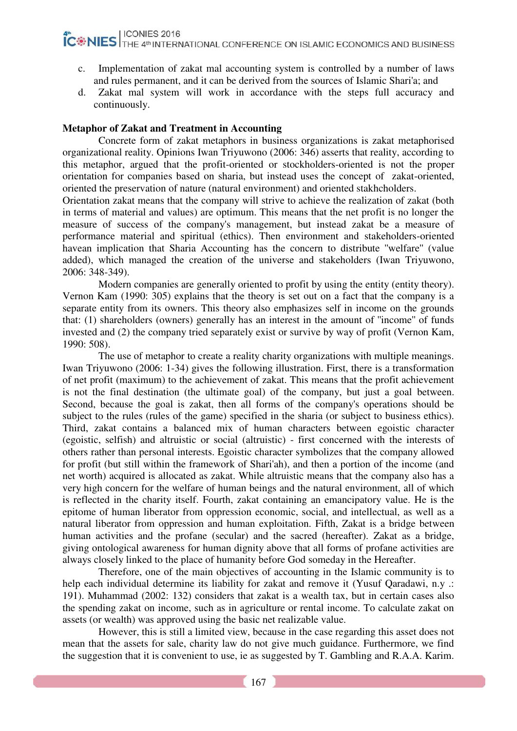c. Implementation of zakat mal accounting system is controlled by a number of laws and rules permanent, and it can be derived from the sources of Islamic Shari'a; and
d. Zakat mal system will work in accordance with the steps full accuracy and continuously.

**Metaphor of Zakat and Treatment in Accounting**

Concrete form of zakat metaphors in business organizations is zakat metaphorised organizational reality. Opinions Iwan Triyuwono (2006: 346) asserts that reality, according to this metaphor, argued that the profit-oriented or stockholders-oriented is not the proper orientation for companies based on sharia, but instead uses the concept of zakat-oriented, oriented the preservation of nature (natural environment) and oriented stakhcholders.
Orientation zakat means that the company will strive to achieve the realization of zakat (both in terms of material and values) are optimum. This means that the net profit is no longer the measure of success of the company's management, but instead zakat be a measure of performance material and spiritual (ethics). Then environment and stakeholders-oriented havean implication that Sharia Accounting has the concern to distribute "welfare" (value added), which managed the creation of the universe and stakeholders (Iwan Triyuwono, 2006: 348-349).

Modern companies are generally oriented to profit by using the entity (entity theory). Vernon Kam (1990: 305) explains that the theory is set out on a fact that the company is a separate entity from its owners. This theory also emphasizes self in income on the grounds that: (1) shareholders (owners) generally has an interest in the amount of "income" of funds invested and (2) the company tried separately exist or survive by way of profit (Vernon Kam, 1990: 508).

The use of metaphor to create a reality charity organizations with multiple meanings. Iwan Triyuwono (2006: 1-34) gives the following illustration. First, there is a transformation of net profit (maximum) to the achievement of zakat. This means that the profit achievement is not the final destination (the ultimate goal) of the company, but just a goal between. Second, because the goal is zakat, then all forms of the company's operations should be subject to the rules (rules of the game) specified in the sharia (or subject to business ethics). Third, zakat contains a balanced mix of human characters between egoistic character (egoistic, selfish) and altruistic or social (altruistic) - first concerned with the interests of others rather than personal interests. Egoistic character symbolizes that the company allowed for profit (but still within the framework of Shari'ah), and then a portion of the income (and net worth) acquired is allocated as zakat. While altruistic means that the company also has a very high concern for the welfare of human beings and the natural environment, all of which is reflected in the charity itself. Fourth, zakat containing an emancipatory value. He is the epitome of human liberator from oppression economic, social, and intellectual, as well as a natural liberator from oppression and human exploitation. Fifth, Zakat is a bridge between human activities and the profane (secular) and the sacred (hereafter). Zakat as a bridge, giving ontological awareness for human dignity above that all forms of profane activities are always closely linked to the place of humanity before God someday in the Hereafter.

Therefore, one of the main objectives of accounting in the Islamic community is to help each individual determine its liability for zakat and remove it (Yusuf Qaradawi, n.y .: 191). Muhammad (2002: 132) considers that zakat is a wealth tax, but in certain cases also the spending zakat on income, such as in agriculture or rental income. To calculate zakat on assets (or wealth) was approved using the basic net realizable value.

However, this is still a limited view, because in the case regarding this asset does not mean that the assets for sale, charity law do not give much guidance. Furthermore, we find the suggestion that it is convenient to use, ie as suggested by T. Gambling and R.A.A. Karim.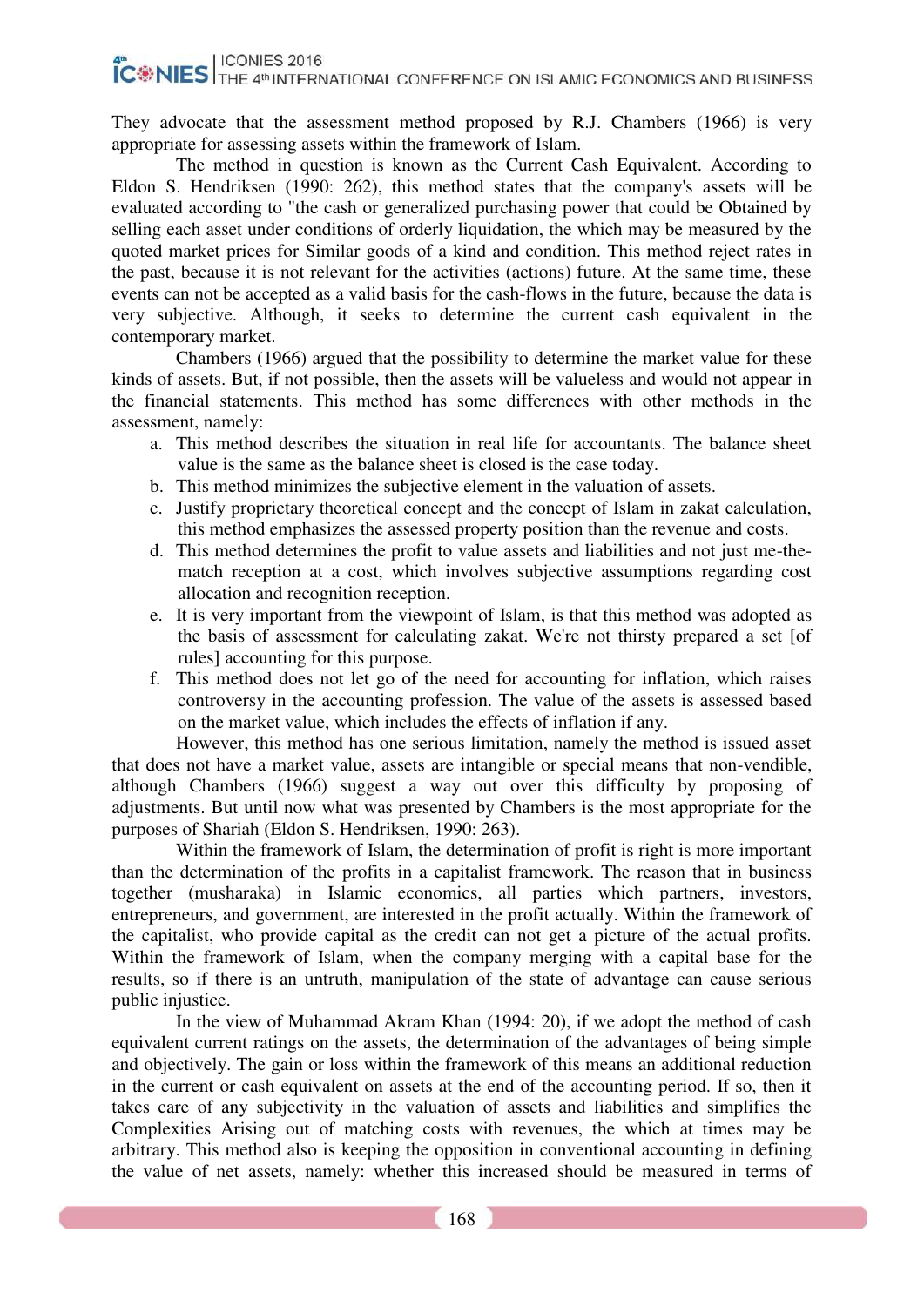They advocate that the assessment method proposed by R.J. Chambers (1966) is very appropriate for assessing assets within the framework of Islam.

The method in question is known as the Current Cash Equivalent. According to Eldon S. Hendriksen (1990: 262), this method states that the company's assets will be evaluated according to "the cash or generalized purchasing power that could be Obtained by selling each asset under conditions of orderly liquidation, the which may be measured by the quoted market prices for Similar goods of a kind and condition. This method reject rates in the past, because it is not relevant for the activities (actions) future. At the same time, these events can not be accepted as a valid basis for the cash-flows in the future, because the data is very subjective. Although, it seeks to determine the current cash equivalent in the contemporary market.

Chambers (1966) argued that the possibility to determine the market value for these kinds of assets. But, if not possible, then the assets will be valueless and would not appear in the financial statements. This method has some differences with other methods in the assessment, namely:

a. This method describes the situation in real life for accountants. The balance sheet value is the same as the balance sheet is closed is the case today.
b. This method minimizes the subjective element in the valuation of assets.
c. Justify proprietary theoretical concept and the concept of Islam in zakat calculation, this method emphasizes the assessed property position than the revenue and costs.
d. This method determines the profit to value assets and liabilities and not just me-the-match reception at a cost, which involves subjective assumptions regarding cost allocation and recognition reception.
e. It is very important from the viewpoint of Islam, is that this method was adopted as the basis of assessment for calculating zakat. We're not thirsty prepared a set [of rules] accounting for this purpose.
f. This method does not let go of the need for accounting for inflation, which raises controversy in the accounting profession. The value of the assets is assessed based on the market value, which includes the effects of inflation if any.

However, this method has one serious limitation, namely the method is issued asset that does not have a market value, assets are intangible or special means that non-vendible, although Chambers (1966) suggest a way out over this difficulty by proposing of adjustments. But until now what was presented by Chambers is the most appropriate for the purposes of Shariah (Eldon S. Hendriksen, 1990: 263).

Within the framework of Islam, the determination of profit is right is more important than the determination of the profits in a capitalist framework. The reason that in business together (musharaka) in Islamic economics, all parties which partners, investors, entrepreneurs, and government, are interested in the profit actually. Within the framework of the capitalist, who provide capital as the credit can not get a picture of the actual profits. Within the framework of Islam, when the company merging with a capital base for the results, so if there is an untruth, manipulation of the state of advantage can cause serious public injustice.

In the view of Muhammad Akram Khan (1994: 20), if we adopt the method of cash equivalent current ratings on the assets, the determination of the advantages of being simple and objectively. The gain or loss within the framework of this means an additional reduction in the current or cash equivalent on assets at the end of the accounting period. If so, then it takes care of any subjectivity in the valuation of assets and liabilities and simplifies the Complexities Arising out of matching costs with revenues, the which at times may be arbitrary. This method also is keeping the opposition in conventional accounting in defining the value of net assets, namely: whether this increased should be measured in terms of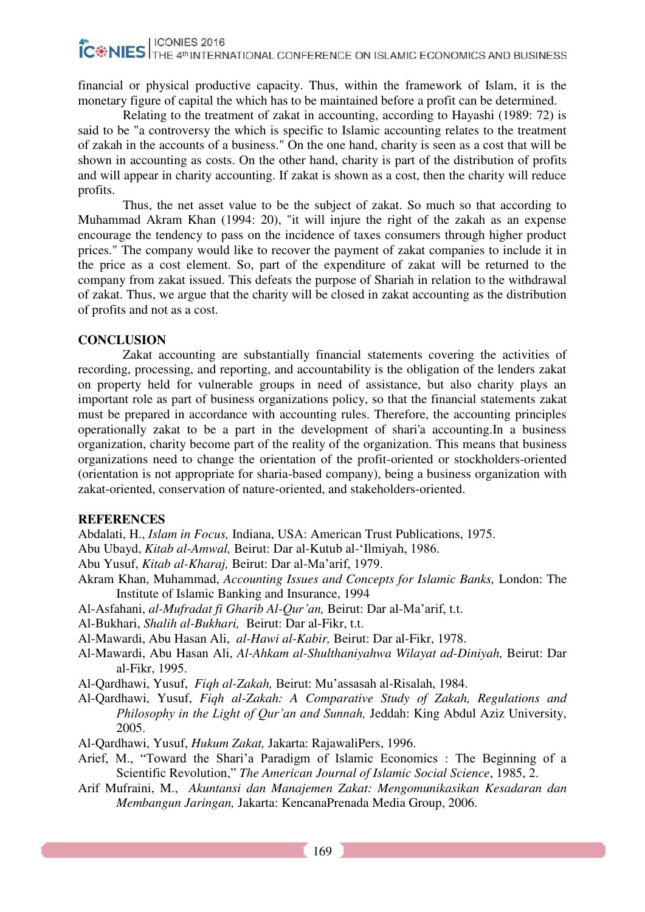financial or physical productive capacity. Thus, within the framework of Islam, it is the monetary figure of capital the which has to be maintained before a profit can be determined.

Relating to the treatment of zakat in accounting, according to Hayashi (1989: 72) is said to be "a controversy the which is specific to Islamic accounting relates to the treatment of zakah in the accounts of a business." On the one hand, charity is seen as a cost that will be shown in accounting as costs. On the other hand, charity is part of the distribution of profits and will appear in charity accounting. If zakat is shown as a cost, then the charity will reduce profits.

Thus, the net asset value to be the subject of zakat. So much so that according to Muhammad Akram Khan (1994: 20), "it will injure the right of the zakah as an expense encourage the tendency to pass on the incidence of taxes consumers through higher product prices." The company would like to recover the payment of zakat companies to include it in the price as a cost element. So, part of the expenditure of zakat will be returned to the company from zakat issued. This defeats the purpose of Shariah in relation to the withdrawal of zakat. Thus, we argue that the charity will be closed in zakat accounting as the distribution of profits and not as a cost.

## CONCLUSION

Zakat accounting are substantially financial statements covering the activities of recording, processing, and reporting, and accountability is the obligation of the lenders zakat on property held for vulnerable groups in need of assistance, but also charity plays an important role as part of business organizations policy, so that the financial statements zakat must be prepared in accordance with accounting rules. Therefore, the accounting principles operationally zakat to be a part in the development of shari'a accounting.In a business organization, charity become part of the reality of the organization. This means that business organizations need to change the orientation of the profit-oriented or stockholders-oriented (orientation is not appropriate for sharia-based company), being a business organization with zakat-oriented, conservation of nature-oriented, and stakeholders-oriented.

## REFERENCES

Abdalati, H., *Islam in Focus,* Indiana, USA: American Trust Publications, 1975.

Abu Ubayd, *Kitab al-Amwal,* Beirut: Dar al-Kutub al-'Ilmiyah, 1986.

Abu Yusuf, *Kitab al-Kharaj,* Beirut: Dar al-Ma'arif, 1979.

Akram Khan, Muhammad, *Accounting Issues and Concepts for Islamic Banks,* London: The Institute of Islamic Banking and Insurance, 1994

Al-Asfahani, *al-Mufradat fi Gharib Al-Qur'an,* Beirut: Dar al-Ma'arif, t.t.

Al-Bukhari, *Shalih al-Bukhari,* Beirut: Dar al-Fikr, t.t.

Al-Mawardi, Abu Hasan Ali, *al-Hawi al-Kabir,* Beirut: Dar al-Fikr, 1978.

Al-Mawardi, Abu Hasan Ali, *Al-Ahkam al-Shulthaniyahwa Wilayat ad-Diniyah,* Beirut: Dar al-Fikr, 1995.

Al-Qardhawi, Yusuf, *Fiqh al-Zakah,* Beirut: Mu'assasah al-Risalah, 1984.

Al-Qardhawi, Yusuf, *Fiqh al-Zakah: A Comparative Study of Zakah, Regulations and Philosophy in the Light of Qur'an and Sunnah,* Jeddah: King Abdul Aziz University, 2005.

Al-Qardhawi, Yusuf, *Hukum Zakat,* Jakarta: RajawaliPers, 1996.

Arief, M., "Toward the Shari'a Paradigm of Islamic Economics : The Beginning of a Scientific Revolution," *The American Journal of Islamic Social Science*, 1985, 2.

Arif Mufraini, M., *Akuntansi dan Manajemen Zakat: Mengomunikasikan Kesadaran dan Membangun Jaringan,* Jakarta: KencanaPrenada Media Group, 2006.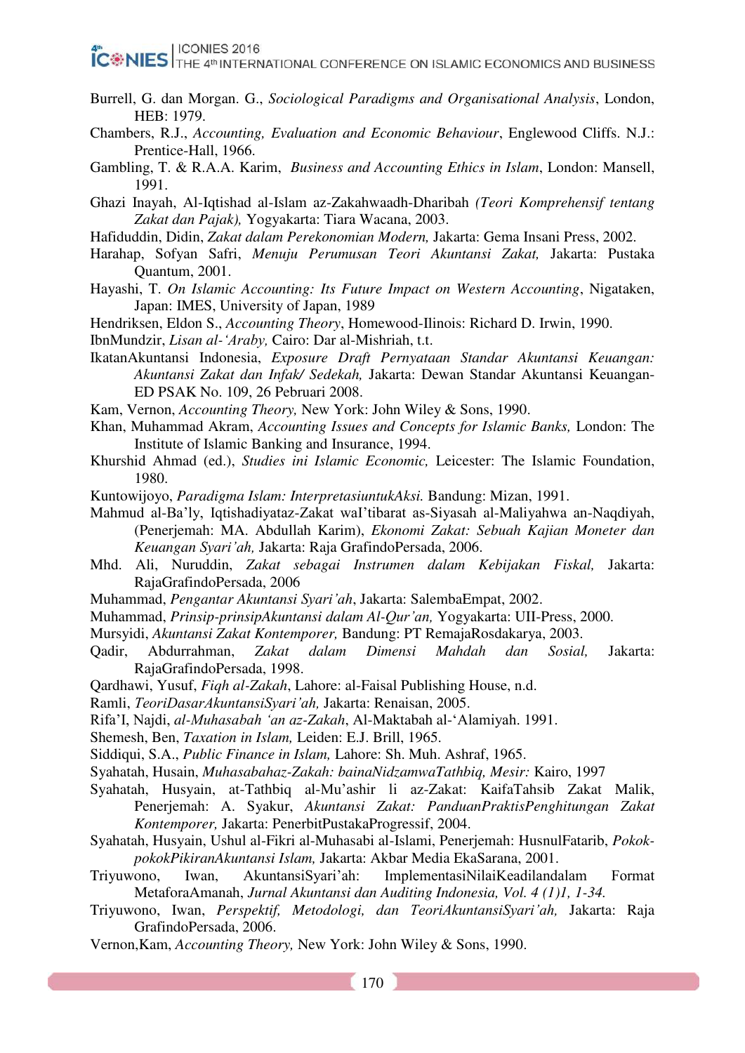Burrell, G. dan Morgan. G., *Sociological Paradigms and Organisational Analysis*, London, HEB: 1979.

Chambers, R.J., *Accounting, Evaluation and Economic Behaviour*, Englewood Cliffs. N.J.: Prentice-Hall, 1966.

Gambling, T. & R.A.A. Karim, *Business and Accounting Ethics in Islam*, London: Mansell, 1991.

Ghazi Inayah, Al-Iqtishad al-Islam az-Zakahwaadh-Dharibah *(Teori Komprehensif tentang Zakat dan Pajak),* Yogyakarta: Tiara Wacana, 2003.

Hafiduddin, Didin, *Zakat dalam Perekonomian Modern,* Jakarta: Gema Insani Press, 2002.

Harahap, Sofyan Safri, *Menuju Perumusan Teori Akuntansi Zakat,* Jakarta: Pustaka Quantum, 2001.

Hayashi, T. *On Islamic Accounting: Its Future Impact on Western Accounting*, Nigataken, Japan: IMES, University of Japan, 1989

Hendriksen, Eldon S., *Accounting Theory*, Homewood-Ilinois: Richard D. Irwin, 1990.

IbnMundzir, *Lisan al-'Araby,* Cairo: Dar al-Mishriah, t.t.

IkatanAkuntansi Indonesia, *Exposure Draft Pernyataan Standar Akuntansi Keuangan: Akuntansi Zakat dan Infak/ Sedekah,* Jakarta: Dewan Standar Akuntansi Keuangan-ED PSAK No. 109, 26 Pebruari 2008.

Kam, Vernon, *Accounting Theory,* New York: John Wiley & Sons, 1990.

Khan, Muhammad Akram, *Accounting Issues and Concepts for Islamic Banks,* London: The Institute of Islamic Banking and Insurance, 1994.

Khurshid Ahmad (ed.), *Studies ini Islamic Economic,* Leicester: The Islamic Foundation, 1980.

Kuntowijoyo, *Paradigma Islam: InterpretasiuntukAksi.* Bandung: Mizan, 1991.

Mahmud al-Ba'ly, Iqtishadiyataz-Zakat waI'tibarat as-Siyasah al-Maliyahwa an-Naqdiyah, (Penerjemah: MA. Abdullah Karim), *Ekonomi Zakat: Sebuah Kajian Moneter dan Keuangan Syari'ah,* Jakarta: Raja GrafindoPersada, 2006.

Mhd. Ali, Nuruddin, *Zakat sebagai Instrumen dalam Kebijakan Fiskal,* Jakarta: RajaGrafindoPersada, 2006

Muhammad, *Pengantar Akuntansi Syari'ah*, Jakarta: SalembaEmpat, 2002.

Muhammad, *Prinsip-prinsipAkuntansi dalam Al-Qur'an,* Yogyakarta: UII-Press, 2000.

Mursyidi, *Akuntansi Zakat Kontemporer,* Bandung: PT RemajaRosdakarya, 2003.

Qadir, Abdurrahman, *Zakat dalam Dimensi Mahdah dan Sosial,* Jakarta: RajaGrafindoPersada, 1998.

Qardhawi, Yusuf, *Fiqh al-Zakah*, Lahore: al-Faisal Publishing House, n.d.

Ramli, *TeoriDasarAkuntansiSyari'ah,* Jakarta: Renaisan, 2005.

Rifa'I, Najdi, *al-Muhasabah 'an az-Zakah*, Al-Maktabah al-'Alamiyah. 1991.

Shemesh, Ben, *Taxation in Islam,* Leiden: E.J. Brill, 1965.

Siddiqui, S.A., *Public Finance in Islam,* Lahore: Sh. Muh. Ashraf, 1965.

Syahatah, Husain, *Muhasabahaz-Zakah: bainaNidzamwaTathbiq, Mesir:* Kairo, 1997

Syahatah, Husyain, at-Tathbiq al-Mu'ashir li az-Zakat: KaifaTahsib Zakat Malik, Penerjemah: A. Syakur, *Akuntansi Zakat: PanduanPraktisPenghitungan Zakat Kontemporer,* Jakarta: PenerbitPustakaProgressif, 2004.

Syahatah, Husyain, Ushul al-Fikri al-Muhasabi al-Islami, Penerjemah: HusnulFatarib, *Pokok-pokokPikiranAkuntansi Islam,* Jakarta: Akbar Media EkaSarana, 2001.

Triyuwono, Iwan, AkuntansiSyari'ah: ImplementasiNilaiKeadilandalam Format MetaforaAmanah, *Jurnal Akuntansi dan Auditing Indonesia, Vol. 4 (1)1, 1-34.*

Triyuwono, Iwan, *Perspektif, Metodologi, dan TeoriAkuntansiSyari'ah,* Jakarta: Raja GrafindoPersada, 2006.

Vernon,Kam, *Accounting Theory,* New York: John Wiley & Sons, 1990.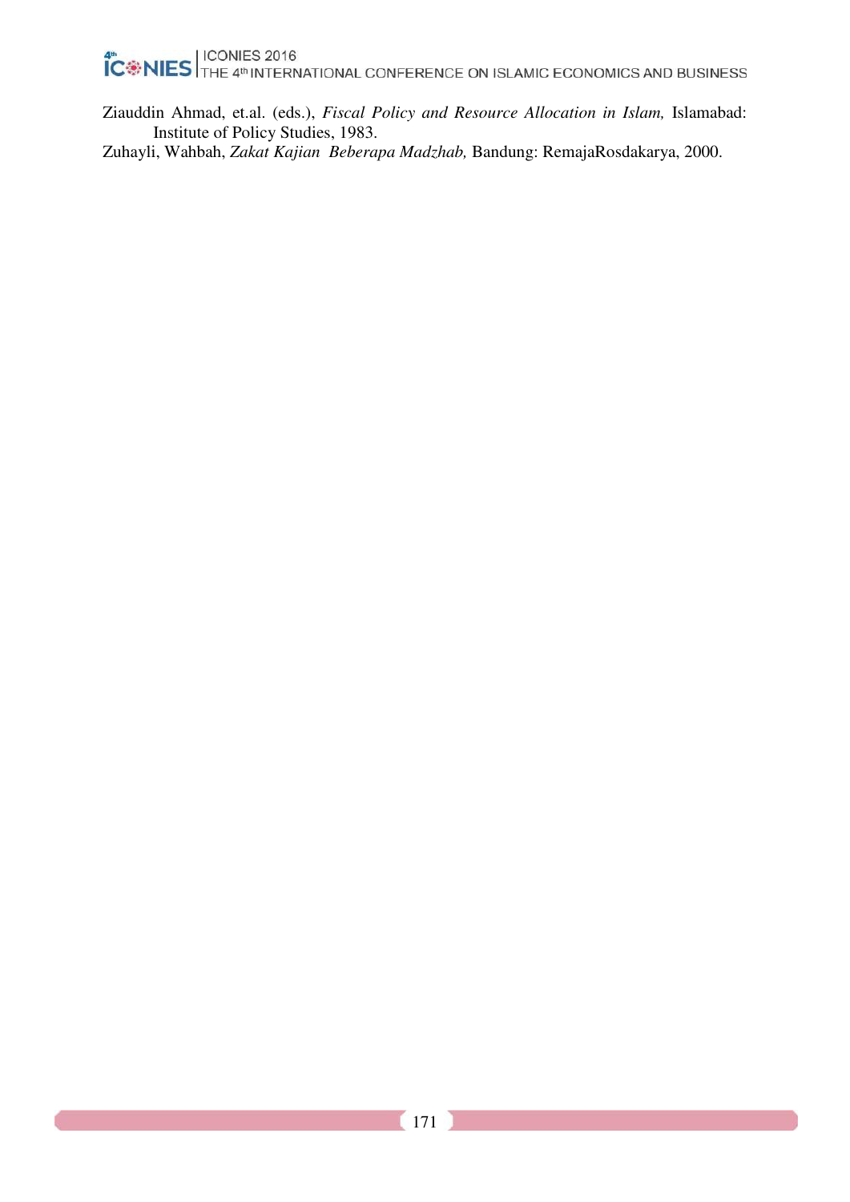Ziauddin Ahmad, et.al. (eds.), *Fiscal Policy and Resource Allocation in Islam,* Islamabad: Institute of Policy Studies, 1983.

Zuhayli, Wahbah, *Zakat Kajian  Beberapa Madzhab,* Bandung: RemajaRosdakarya, 2000.